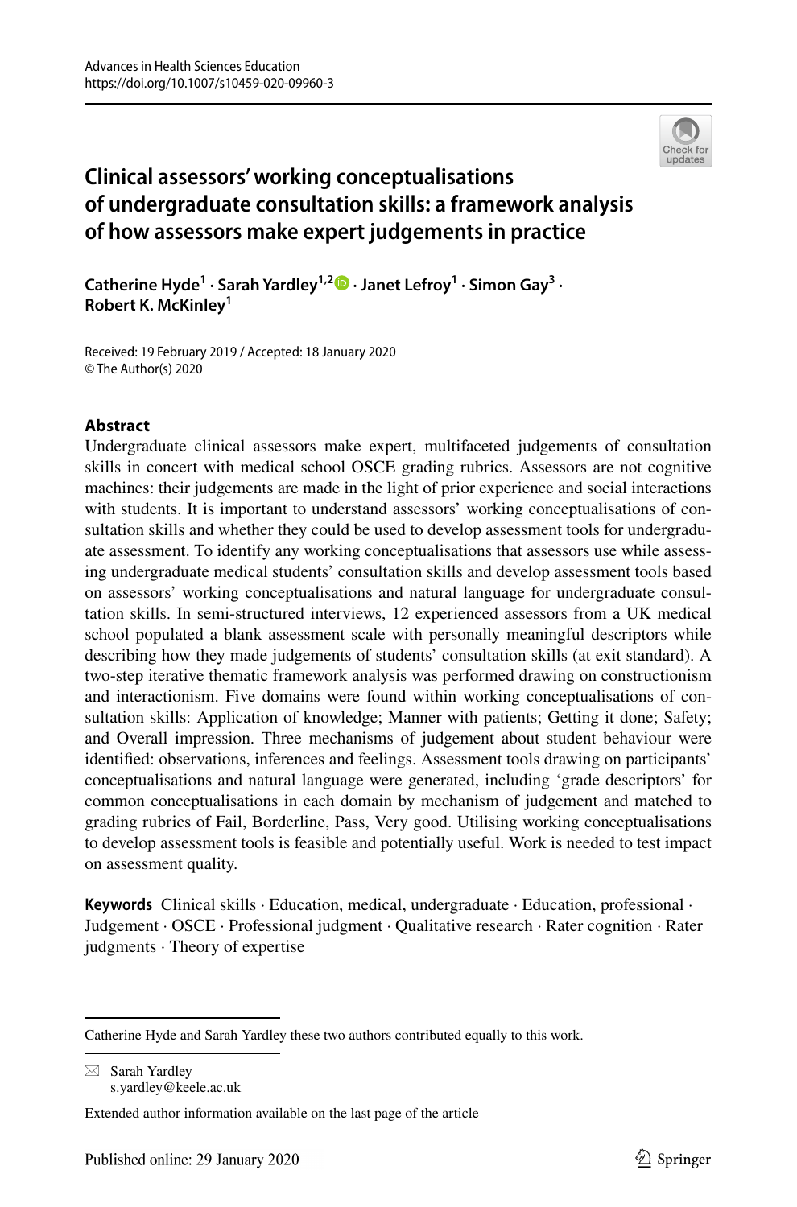Advances in Health Sciences Education
https://doi.org/10.1007/s10459-020-09960-3

# Clinical assessors' working conceptualisations of undergraduate consultation skills: a framework analysis of how assessors make expert judgements in practice

**Catherine Hyde[1] · Sarah Yardley[1,2] · Janet Lefroy[1] · Simon Gay[3] · Robert K. McKinley[1]**

Received: 19 February 2019 / Accepted: 18 January 2020
© The Author(s) 2020

## Abstract

Undergraduate clinical assessors make expert, multifaceted judgements of consultation skills in concert with medical school OSCE grading rubrics. Assessors are not cognitive machines: their judgements are made in the light of prior experience and social interactions with students. It is important to understand assessors' working conceptualisations of consultation skills and whether they could be used to develop assessment tools for undergraduate assessment. To identify any working conceptualisations that assessors use while assessing undergraduate medical students' consultation skills and develop assessment tools based on assessors' working conceptualisations and natural language for undergraduate consultation skills. In semi-structured interviews, 12 experienced assessors from a UK medical school populated a blank assessment scale with personally meaningful descriptors while describing how they made judgements of students' consultation skills (at exit standard). A two-step iterative thematic framework analysis was performed drawing on constructionism and interactionism. Five domains were found within working conceptualisations of consultation skills: Application of knowledge; Manner with patients; Getting it done; Safety; and Overall impression. Three mechanisms of judgement about student behaviour were identified: observations, inferences and feelings. Assessment tools drawing on participants' conceptualisations and natural language were generated, including 'grade descriptors' for common conceptualisations in each domain by mechanism of judgement and matched to grading rubrics of Fail, Borderline, Pass, Very good. Utilising working conceptualisations to develop assessment tools is feasible and potentially useful. Work is needed to test impact on assessment quality.

**Keywords** Clinical skills · Education, medical, undergraduate · Education, professional · Judgement · OSCE · Professional judgment · Qualitative research · Rater cognition · Rater judgments · Theory of expertise

---

Catherine Hyde and Sarah Yardley these two authors contributed equally to this work.

✉ Sarah Yardley
s.yardley@keele.ac.uk

Extended author information available on the last page of the article

Published online: 29 January 2020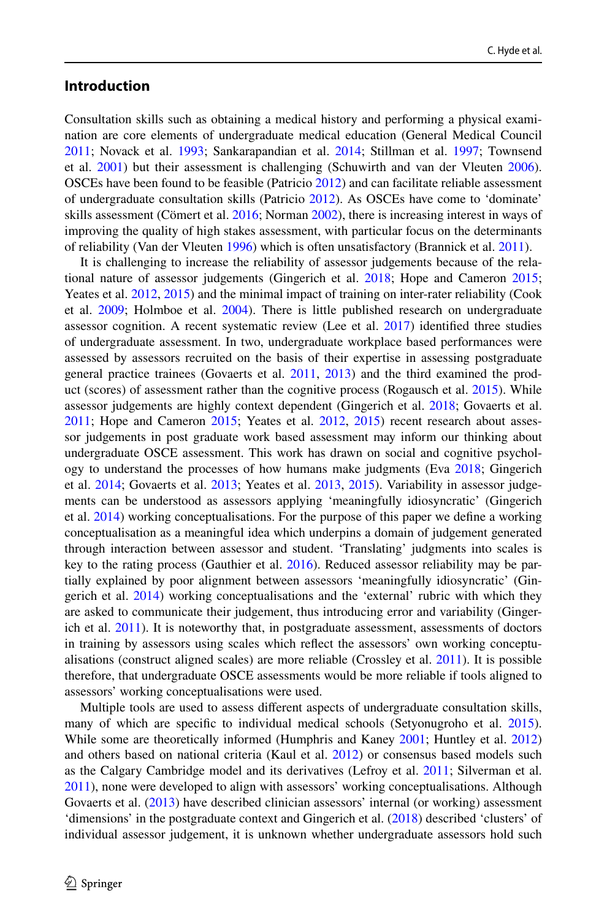## Introduction

Consultation skills such as obtaining a medical history and performing a physical examination are core elements of undergraduate medical education (General Medical Council 2011; Novack et al. 1993; Sankarapandian et al. 2014; Stillman et al. 1997; Townsend et al. 2001) but their assessment is challenging (Schuwirth and van der Vleuten 2006). OSCEs have been found to be feasible (Patricio 2012) and can facilitate reliable assessment of undergraduate consultation skills (Patricio 2012). As OSCEs have come to 'dominate' skills assessment (Cömert et al. 2016; Norman 2002), there is increasing interest in ways of improving the quality of high stakes assessment, with particular focus on the determinants of reliability (Van der Vleuten 1996) which is often unsatisfactory (Brannick et al. 2011).

It is challenging to increase the reliability of assessor judgements because of the relational nature of assessor judgements (Gingerich et al. 2018; Hope and Cameron 2015; Yeates et al. 2012, 2015) and the minimal impact of training on inter-rater reliability (Cook et al. 2009; Holmboe et al. 2004). There is little published research on undergraduate assessor cognition. A recent systematic review (Lee et al. 2017) identified three studies of undergraduate assessment. In two, undergraduate workplace based performances were assessed by assessors recruited on the basis of their expertise in assessing postgraduate general practice trainees (Govaerts et al. 2011, 2013) and the third examined the product (scores) of assessment rather than the cognitive process (Rogausch et al. 2015). While assessor judgements are highly context dependent (Gingerich et al. 2018; Govaerts et al. 2011; Hope and Cameron 2015; Yeates et al. 2012, 2015) recent research about assessor judgements in post graduate work based assessment may inform our thinking about undergraduate OSCE assessment. This work has drawn on social and cognitive psychology to understand the processes of how humans make judgments (Eva 2018; Gingerich et al. 2014; Govaerts et al. 2013; Yeates et al. 2013, 2015). Variability in assessor judgements can be understood as assessors applying 'meaningfully idiosyncratic' (Gingerich et al. 2014) working conceptualisations. For the purpose of this paper we define a working conceptualisation as a meaningful idea which underpins a domain of judgement generated through interaction between assessor and student. 'Translating' judgments into scales is key to the rating process (Gauthier et al. 2016). Reduced assessor reliability may be partially explained by poor alignment between assessors 'meaningfully idiosyncratic' (Gingerich et al. 2014) working conceptualisations and the 'external' rubric with which they are asked to communicate their judgement, thus introducing error and variability (Gingerich et al. 2011). It is noteworthy that, in postgraduate assessment, assessments of doctors in training by assessors using scales which reflect the assessors' own working conceptualisations (construct aligned scales) are more reliable (Crossley et al. 2011). It is possible therefore, that undergraduate OSCE assessments would be more reliable if tools aligned to assessors' working conceptualisations were used.

Multiple tools are used to assess different aspects of undergraduate consultation skills, many of which are specific to individual medical schools (Setyonugroho et al. 2015). While some are theoretically informed (Humphris and Kaney 2001; Huntley et al. 2012) and others based on national criteria (Kaul et al. 2012) or consensus based models such as the Calgary Cambridge model and its derivatives (Lefroy et al. 2011; Silverman et al. 2011), none were developed to align with assessors' working conceptualisations. Although Govaerts et al. (2013) have described clinician assessors' internal (or working) assessment 'dimensions' in the postgraduate context and Gingerich et al. (2018) described 'clusters' of individual assessor judgement, it is unknown whether undergraduate assessors hold such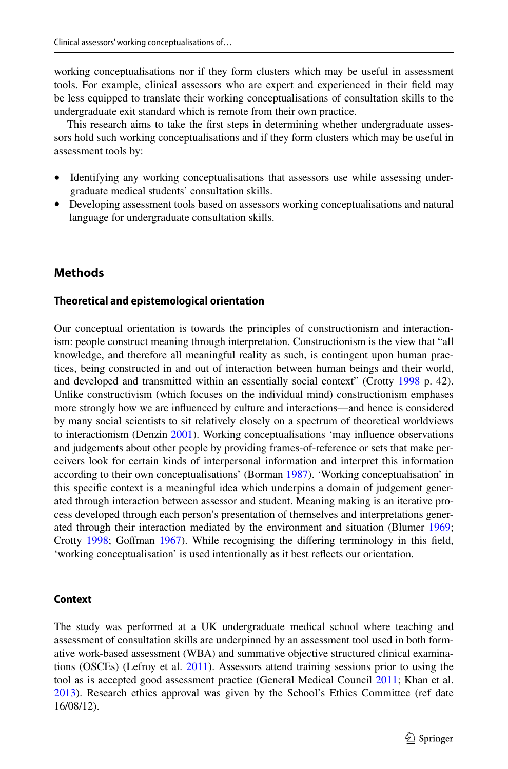working conceptualisations nor if they form clusters which may be useful in assessment tools. For example, clinical assessors who are expert and experienced in their field may be less equipped to translate their working conceptualisations of consultation skills to the undergraduate exit standard which is remote from their own practice.

This research aims to take the first steps in determining whether undergraduate assessors hold such working conceptualisations and if they form clusters which may be useful in assessment tools by:

- Identifying any working conceptualisations that assessors use while assessing undergraduate medical students' consultation skills.
- Developing assessment tools based on assessors working conceptualisations and natural language for undergraduate consultation skills.

## Methods

### Theoretical and epistemological orientation

Our conceptual orientation is towards the principles of constructionism and interactionism: people construct meaning through interpretation. Constructionism is the view that "all knowledge, and therefore all meaningful reality as such, is contingent upon human practices, being constructed in and out of interaction between human beings and their world, and developed and transmitted within an essentially social context" (Crotty 1998 p. 42). Unlike constructivism (which focuses on the individual mind) constructionism emphases more strongly how we are influenced by culture and interactions—and hence is considered by many social scientists to sit relatively closely on a spectrum of theoretical worldviews to interactionism (Denzin 2001). Working conceptualisations 'may influence observations and judgements about other people by providing frames-of-reference or sets that make perceivers look for certain kinds of interpersonal information and interpret this information according to their own conceptualisations' (Borman 1987). 'Working conceptualisation' in this specific context is a meaningful idea which underpins a domain of judgement generated through interaction between assessor and student. Meaning making is an iterative process developed through each person's presentation of themselves and interpretations generated through their interaction mediated by the environment and situation (Blumer 1969; Crotty 1998; Goffman 1967). While recognising the differing terminology in this field, 'working conceptualisation' is used intentionally as it best reflects our orientation.

### Context

The study was performed at a UK undergraduate medical school where teaching and assessment of consultation skills are underpinned by an assessment tool used in both formative work-based assessment (WBA) and summative objective structured clinical examinations (OSCEs) (Lefroy et al. 2011). Assessors attend training sessions prior to using the tool as is accepted good assessment practice (General Medical Council 2011; Khan et al. 2013). Research ethics approval was given by the School's Ethics Committee (ref date 16/08/12).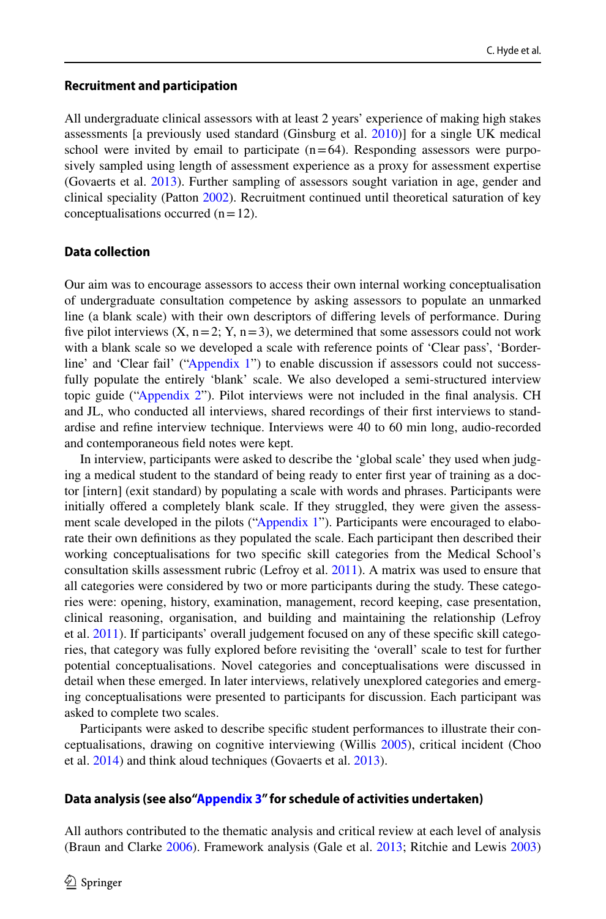### Recruitment and participation

All undergraduate clinical assessors with at least 2 years' experience of making high stakes assessments [a previously used standard (Ginsburg et al. 2010)] for a single UK medical school were invited by email to participate (n = 64). Responding assessors were purposively sampled using length of assessment experience as a proxy for assessment expertise (Govaerts et al. 2013). Further sampling of assessors sought variation in age, gender and clinical speciality (Patton 2002). Recruitment continued until theoretical saturation of key conceptualisations occurred (n = 12).

### Data collection

Our aim was to encourage assessors to access their own internal working conceptualisation of undergraduate consultation competence by asking assessors to populate an unmarked line (a blank scale) with their own descriptors of differing levels of performance. During five pilot interviews (X, n = 2; Y, n = 3), we determined that some assessors could not work with a blank scale so we developed a scale with reference points of 'Clear pass', 'Borderline' and 'Clear fail' ("Appendix 1") to enable discussion if assessors could not successfully populate the entirely 'blank' scale. We also developed a semi-structured interview topic guide ("Appendix 2"). Pilot interviews were not included in the final analysis. CH and JL, who conducted all interviews, shared recordings of their first interviews to standardise and refine interview technique. Interviews were 40 to 60 min long, audio-recorded and contemporaneous field notes were kept.

In interview, participants were asked to describe the 'global scale' they used when judging a medical student to the standard of being ready to enter first year of training as a doctor [intern] (exit standard) by populating a scale with words and phrases. Participants were initially offered a completely blank scale. If they struggled, they were given the assessment scale developed in the pilots ("Appendix 1"). Participants were encouraged to elaborate their own definitions as they populated the scale. Each participant then described their working conceptualisations for two specific skill categories from the Medical School's consultation skills assessment rubric (Lefroy et al. 2011). A matrix was used to ensure that all categories were considered by two or more participants during the study. These categories were: opening, history, examination, management, record keeping, case presentation, clinical reasoning, organisation, and building and maintaining the relationship (Lefroy et al. 2011). If participants' overall judgement focused on any of these specific skill categories, that category was fully explored before revisiting the 'overall' scale to test for further potential conceptualisations. Novel categories and conceptualisations were discussed in detail when these emerged. In later interviews, relatively unexplored categories and emerging conceptualisations were presented to participants for discussion. Each participant was asked to complete two scales.

Participants were asked to describe specific student performances to illustrate their conceptualisations, drawing on cognitive interviewing (Willis 2005), critical incident (Choo et al. 2014) and think aloud techniques (Govaerts et al. 2013).

### Data analysis (see also "Appendix 3" for schedule of activities undertaken)

All authors contributed to the thematic analysis and critical review at each level of analysis (Braun and Clarke 2006). Framework analysis (Gale et al. 2013; Ritchie and Lewis 2003)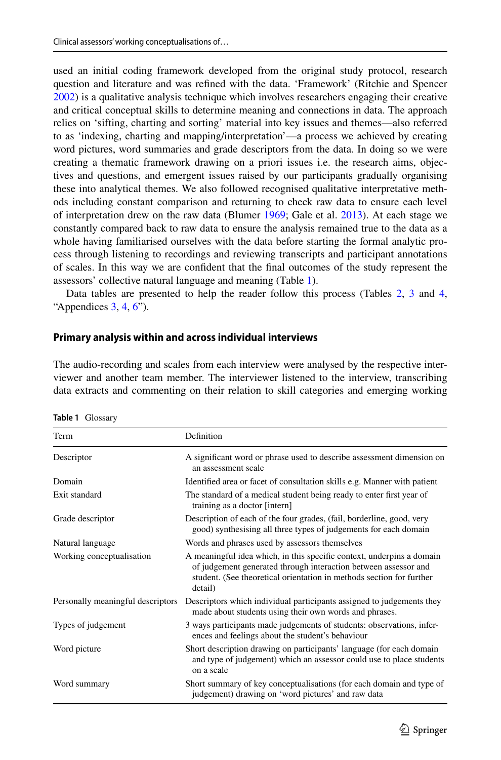used an initial coding framework developed from the original study protocol, research question and literature and was refined with the data. 'Framework' (Ritchie and Spencer 2002) is a qualitative analysis technique which involves researchers engaging their creative and critical conceptual skills to determine meaning and connections in data. The approach relies on 'sifting, charting and sorting' material into key issues and themes—also referred to as 'indexing, charting and mapping/interpretation'—a process we achieved by creating word pictures, word summaries and grade descriptors from the data. In doing so we were creating a thematic framework drawing on a priori issues i.e. the research aims, objectives and questions, and emergent issues raised by our participants gradually organising these into analytical themes. We also followed recognised qualitative interpretative methods including constant comparison and returning to check raw data to ensure each level of interpretation drew on the raw data (Blumer 1969; Gale et al. 2013). At each stage we constantly compared back to raw data to ensure the analysis remained true to the data as a whole having familiarised ourselves with the data before starting the formal analytic process through listening to recordings and reviewing transcripts and participant annotations of scales. In this way we are confident that the final outcomes of the study represent the assessors' collective natural language and meaning (Table 1).

Data tables are presented to help the reader follow this process (Tables 2, 3 and 4, "Appendices 3, 4, 6").

### Primary analysis within and across individual interviews

The audio-recording and scales from each interview were analysed by the respective interviewer and another team member. The interviewer listened to the interview, transcribing data extracts and commenting on their relation to skill categories and emerging working

**Table 1** Glossary

| Term | Definition |
|---|---|
| Descriptor | A significant word or phrase used to describe assessment dimension on an assessment scale |
| Domain | Identified area or facet of consultation skills e.g. Manner with patient |
| Exit standard | The standard of a medical student being ready to enter first year of training as a doctor [intern] |
| Grade descriptor | Description of each of the four grades, (fail, borderline, good, very good) synthesising all three types of judgements for each domain |
| Natural language | Words and phrases used by assessors themselves |
| Working conceptualisation | A meaningful idea which, in this specific context, underpins a domain of judgement generated through interaction between assessor and student. (See theoretical orientation in methods section for further detail) |
| Personally meaningful descriptors | Descriptors which individual participants assigned to judgements they made about students using their own words and phrases. |
| Types of judgement | 3 ways participants made judgements of students: observations, inferences and feelings about the student's behaviour |
| Word picture | Short description drawing on participants' language (for each domain and type of judgement) which an assessor could use to place students on a scale |
| Word summary | Short summary of key conceptualisations (for each domain and type of judgement) drawing on 'word pictures' and raw data |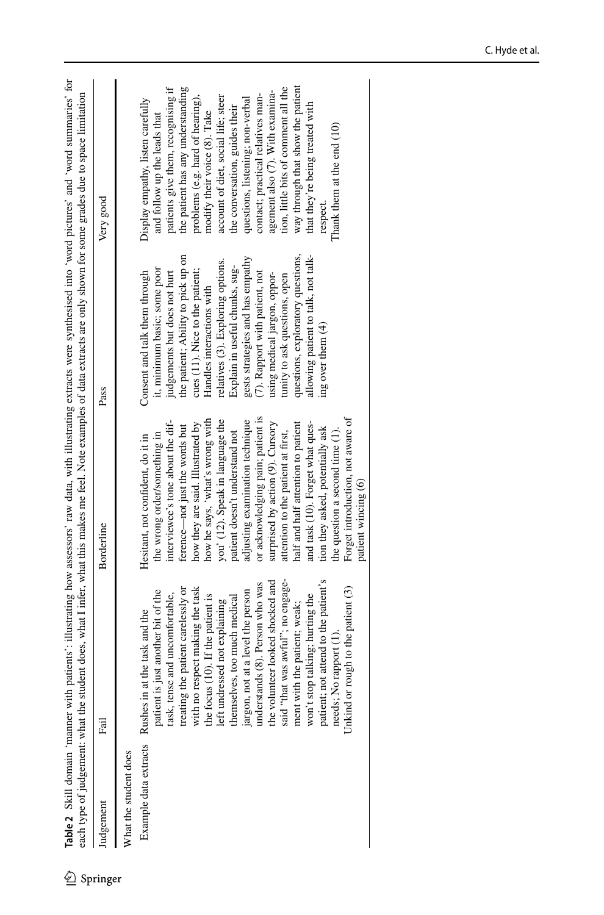**Table 2** Skill domain 'manner with patients': illustrating how assessors' raw data, with illustrating extracts were synthesised into 'word pictures' and 'word summaries' for each type of judgement: what the student does, what I infer, what this makes me feel. Note examples of data extracts are only shown for some grades due to space limitation

| Judgement | Fail | Borderline | Pass | Very good |
|---|---|---|---|---|
| What the student does | | | | |
| Example data extracts | Rushes in at the task and the patient is just another bit of the task, tense and uncomfortable, treating the patient carelessly or with no respect making the task the focus (10). If the patient is left undressed not explaining themselves, too much medical jargon, not at a level the person understands (8). Person who was the volunteer looked shocked and said "that was awful"; no engagement with the patient; weak; won't stop talking; hurting the patient; not attend to the patient's needs; No rapport (1).<br>Unkind or rough to the patient (3) | Hesitant, not confident, do it in the wrong order/something in interviewee's tone about the difference—not just the words but how they are said. Illustrated by how he says, 'what's wrong with you' (12). Speak in language the patient doesn't understand not adjusting examination technique or acknowledging pain; patient is surprised by action (9). Cursory attention to the patient at first, half and half attention to patient and task (10). Forget what question they asked, potentially ask the question a second time (1).<br>Forget introduction, not aware of patient wincing (6) | Consent and talk them through it, minimum basic; some poor judgements but does not hurt the patient; Ability to pick up on cues (11). Nice to the patient; Handles interactions with relatives (3). Exploring options. Explain in useful chunks, suggests strategies and has empathy (7). Rapport with patient, not using medical jargon, opportunity to ask questions, open questions, exploratory questions, allowing patient to talk, not talking over them (4) | Display empathy, listen carefully and follow up the leads that patients give them, recognising if the patient has any understanding problems (e.g. hard of hearing), modify their voice (8). Take account of diet, social life; steer the conversation, guides their questions, listening; non-verbal contact; practical relatives management also (7). With examination, little bits of comment all the way through that show the patient that they're being treated with respect.<br>Thank them at the end (10) |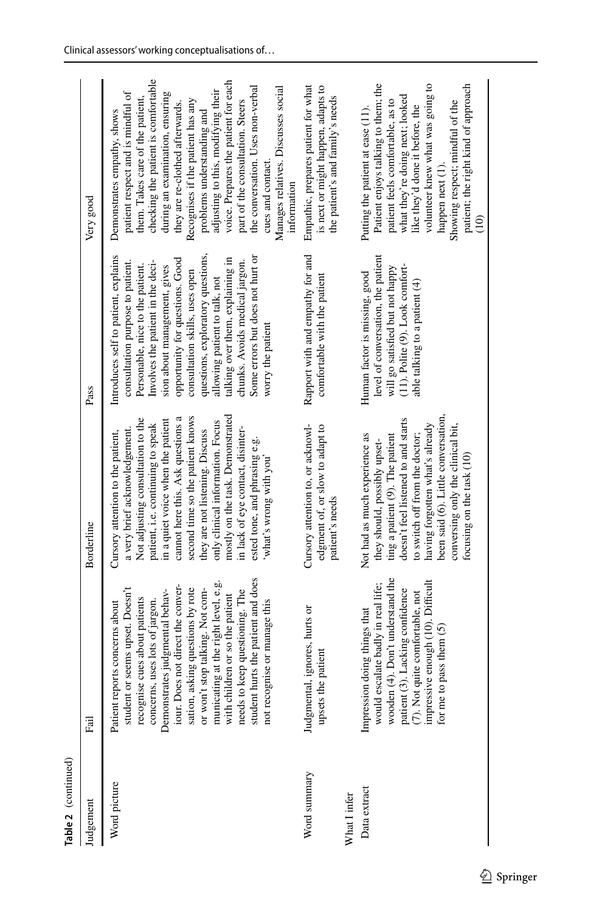**Table 2** (continued)

| Judgement | Fail | Borderline | Pass | Very good |
|---|---|---|---|---|
| Word picture | Patient reports concerns about student or seems upset. Doesn't recognise cues about patients concerns, uses lots of jargon. Demonstrates judgmental behaviour. Does not direct the conversation, asking questions by rote or won't stop talking. Not communicating at the right level, e.g. with children or so the patient needs to keep questioning. The student hurts the patient and does not recognise or manage this | Cursory attention to the patient, a very brief acknowledgement. Not adjusting consultation to the patient, i.e. continuing to speak in a quiet voice when the patient cannot hear this. Ask questions a second time so the patient knows they are not listening. Discuss only clinical information. Focus mostly on the task. Demonstrated in lack of eye contact, disinterested tone, and phrasing e.g. 'what's wrong with you' | Introduces self to patient, explains consultation purpose to patient. Personable, nice to the patient. Involves the patient in the decision about management, gives opportunity for questions. Good consultation skills, uses open questions, exploratory questions, allowing patient to talk, not talking over them, explaining in chunks. Avoids medical jargon. Some errors but does not hurt or worry the patient | Demonstrates empathy, shows patient respect and is mindful of them. Takes care of the patient, checking the patient is comfortable during an examination, ensuring they are re-clothed afterwards. Recognises if the patient has any problems understanding and adjusting to this, modifying their voice. Prepares the patient for each part of the consultation. Steers the conversation. Uses non-verbal cues and contact. Manages relatives. Discusses social information |
| Word summary | Judgmental, ignores, hurts or upsets the patient | Cursory attention to, or acknowledgement of, or slow to adapt to patient's needs | Rapport with and empathy for and comfortable with the patient | Empathic, prepares patient for what is next or might happen, adapts to the patient's and family's needs |
| What I infer | | | | |
| Data extract | Impression doing things that would escalate badly in real life; wooden (4). Don't understand the patient (3). Lacking confidence (7). Not quite comfortable, not impressive enough (10). Difficult for me to pass them (5) | Not had as much experience as they should, possibly upsetting a patient (9). The patient doesn't feel listened to and starts to switch off from the doctor; having forgotten what's already been said (6). Little conversation, conversing only the clinical bit, focusing on the task (10) | Human factor is missing, good level of conversation, the patient will go satisfied but not happy (11). Polite (9). Look comfortable talking to a patient (4) | Putting the patient at ease (11). Patient enjoys talking to them; the patient feels comfortable, as to what they're doing next; looked like they'd done it before, the volunteer knew what was going to happen next (1). Showing respect; mindful of the patient; the right kind of approach (10) |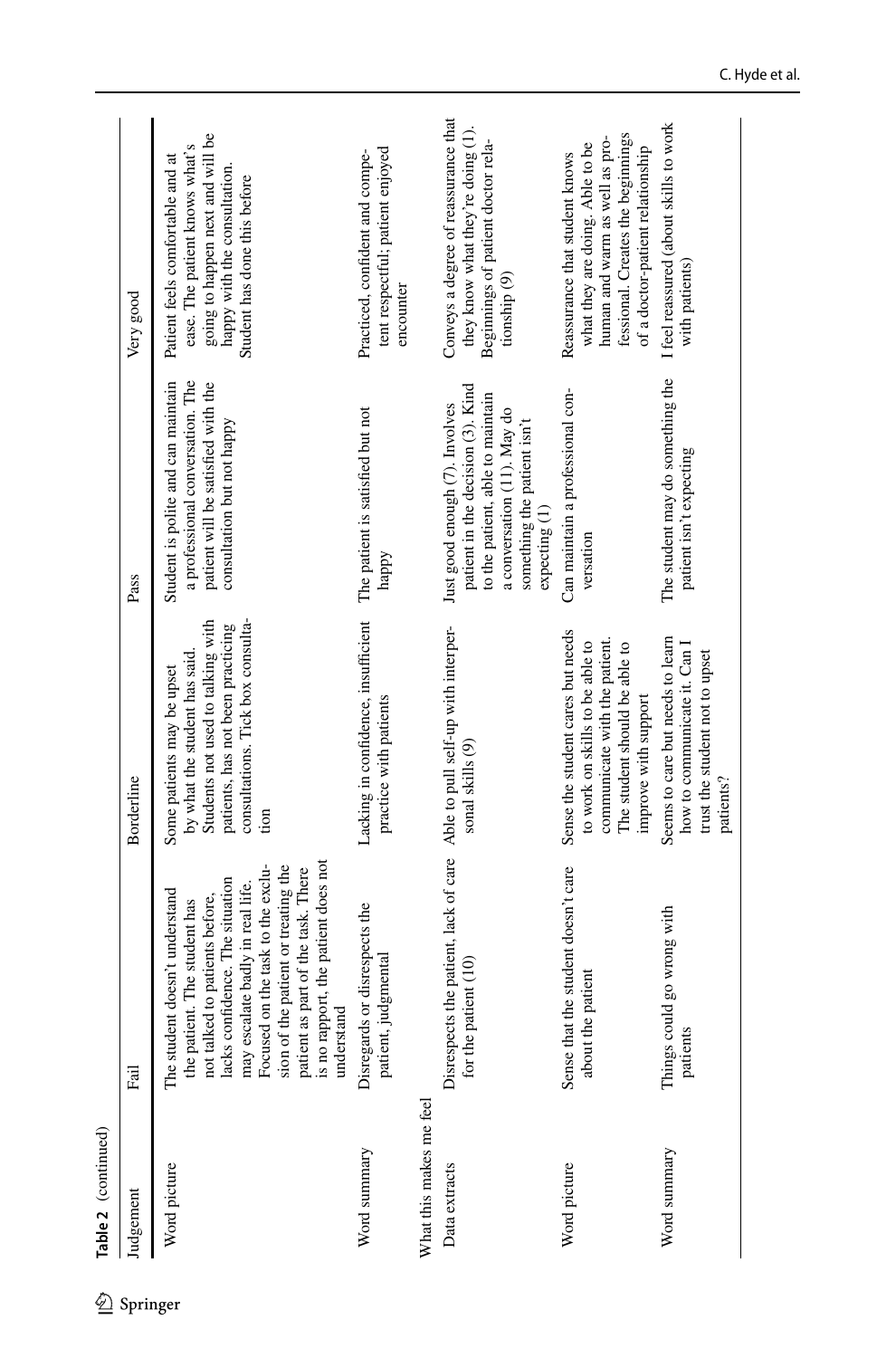**Table 2** (continued)

| Judgement | Fail | Borderline | Pass | Very good |
|---|---|---|---|---|
| Word picture | The student doesn't understand the patient. The student has not talked to patients before, lacks confidence. The situation may escalate badly in real life. Focused on the task to the exclusion of the patient or treating the patient as part of the task. There is no rapport, the patient does not understand | Some patients may be upset by what the student has said. Students not used to talking with patients, has not been practicing consultations. Tick box consultation | Student is polite and can maintain a professional conversation. The patient will be satisfied with the consultation but not happy | Patient feels comfortable and at ease. The patient knows what's going to happen next and will be happy with the consultation. Student has done this before |
| Word summary | Disregards or disrespects the patient, judgmental | Lacking in confidence, insufficient practice with patients | The patient is satisfied but not happy | Practiced, confident and competent respectful; patient enjoyed encounter |
| What this makes me feel | | | | |
| Data extracts | Disrespects the patient, lack of care for the patient (10) | Able to pull self-up with interpersonal skills (9) | Just good enough (7). Involves patient in the decision (3). Kind to the patient, able to maintain a conversation (11). May do something the patient isn't expecting (1) | Conveys a degree of reassurance that they know what they're doing (1). Beginnings of patient doctor relationship (9) |
| Word picture | Sense that the student doesn't care about the patient | Sense the student cares but needs to work on skills to be able to communicate with the patient. The student should be able to improve with support | Can maintain a professional conversation | Reassurance that student knows what they are doing. Able to be human and warm as well as professional. Creates the beginnings of a doctor-patient relationship |
| Word summary | Things could go wrong with patients | Seems to care but needs to learn how to communicate it. Can I trust the student not to upset patients? | The student may do something the patient isn't expecting | I feel reassured (about skills to work with patients) |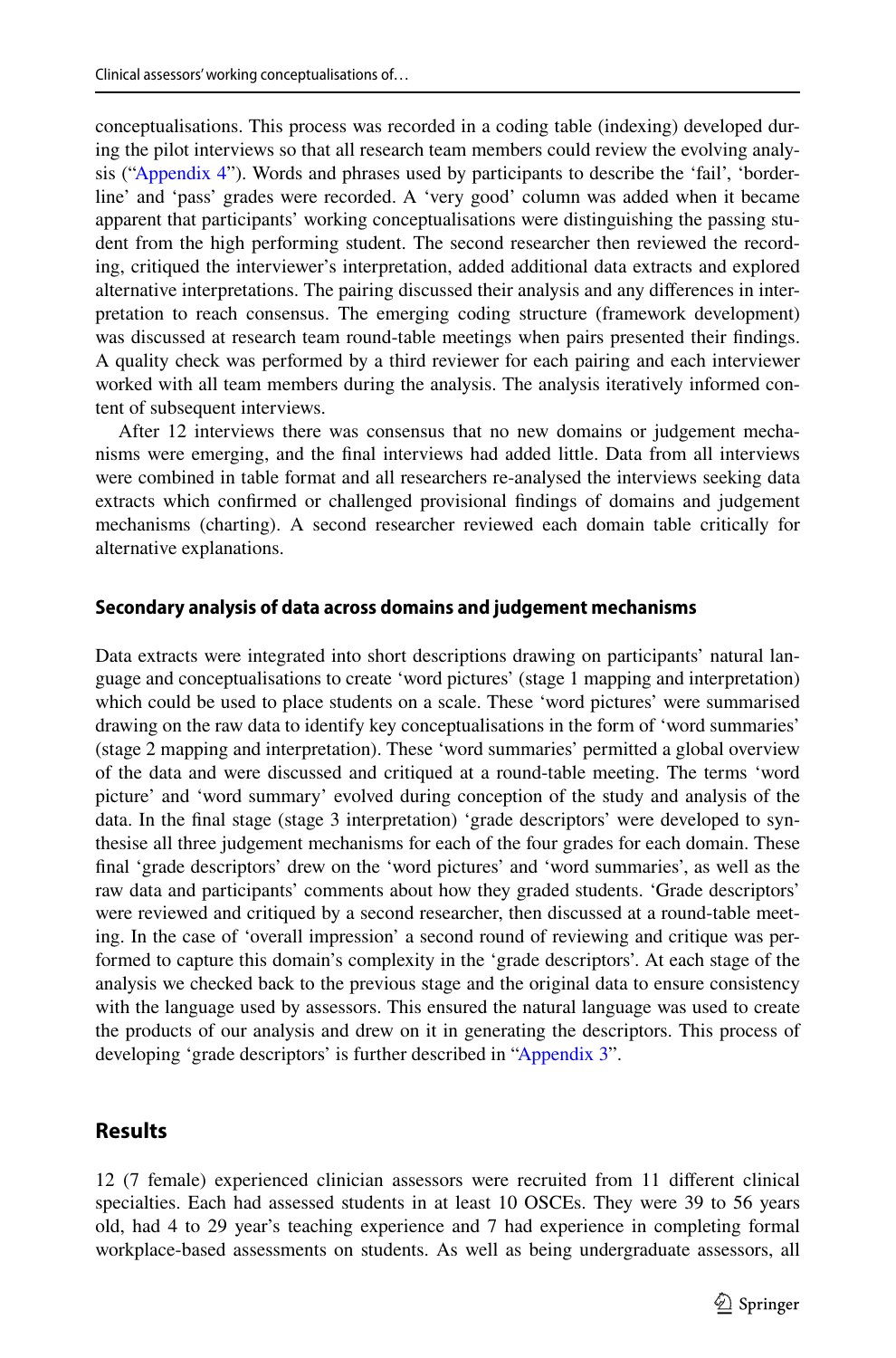conceptualisations. This process was recorded in a coding table (indexing) developed during the pilot interviews so that all research team members could review the evolving analysis ("Appendix 4"). Words and phrases used by participants to describe the 'fail', 'borderline' and 'pass' grades were recorded. A 'very good' column was added when it became apparent that participants' working conceptualisations were distinguishing the passing student from the high performing student. The second researcher then reviewed the recording, critiqued the interviewer's interpretation, added additional data extracts and explored alternative interpretations. The pairing discussed their analysis and any differences in interpretation to reach consensus. The emerging coding structure (framework development) was discussed at research team round-table meetings when pairs presented their findings. A quality check was performed by a third reviewer for each pairing and each interviewer worked with all team members during the analysis. The analysis iteratively informed content of subsequent interviews.

After 12 interviews there was consensus that no new domains or judgement mechanisms were emerging, and the final interviews had added little. Data from all interviews were combined in table format and all researchers re-analysed the interviews seeking data extracts which confirmed or challenged provisional findings of domains and judgement mechanisms (charting). A second researcher reviewed each domain table critically for alternative explanations.

### Secondary analysis of data across domains and judgement mechanisms

Data extracts were integrated into short descriptions drawing on participants' natural language and conceptualisations to create 'word pictures' (stage 1 mapping and interpretation) which could be used to place students on a scale. These 'word pictures' were summarised drawing on the raw data to identify key conceptualisations in the form of 'word summaries' (stage 2 mapping and interpretation). These 'word summaries' permitted a global overview of the data and were discussed and critiqued at a round-table meeting. The terms 'word picture' and 'word summary' evolved during conception of the study and analysis of the data. In the final stage (stage 3 interpretation) 'grade descriptors' were developed to synthesise all three judgement mechanisms for each of the four grades for each domain. These final 'grade descriptors' drew on the 'word pictures' and 'word summaries', as well as the raw data and participants' comments about how they graded students. 'Grade descriptors' were reviewed and critiqued by a second researcher, then discussed at a round-table meeting. In the case of 'overall impression' a second round of reviewing and critique was performed to capture this domain's complexity in the 'grade descriptors'. At each stage of the analysis we checked back to the previous stage and the original data to ensure consistency with the language used by assessors. This ensured the natural language was used to create the products of our analysis and drew on it in generating the descriptors. This process of developing 'grade descriptors' is further described in "Appendix 3".

## Results

12 (7 female) experienced clinician assessors were recruited from 11 different clinical specialties. Each had assessed students in at least 10 OSCEs. They were 39 to 56 years old, had 4 to 29 year's teaching experience and 7 had experience in completing formal workplace-based assessments on students. As well as being undergraduate assessors, all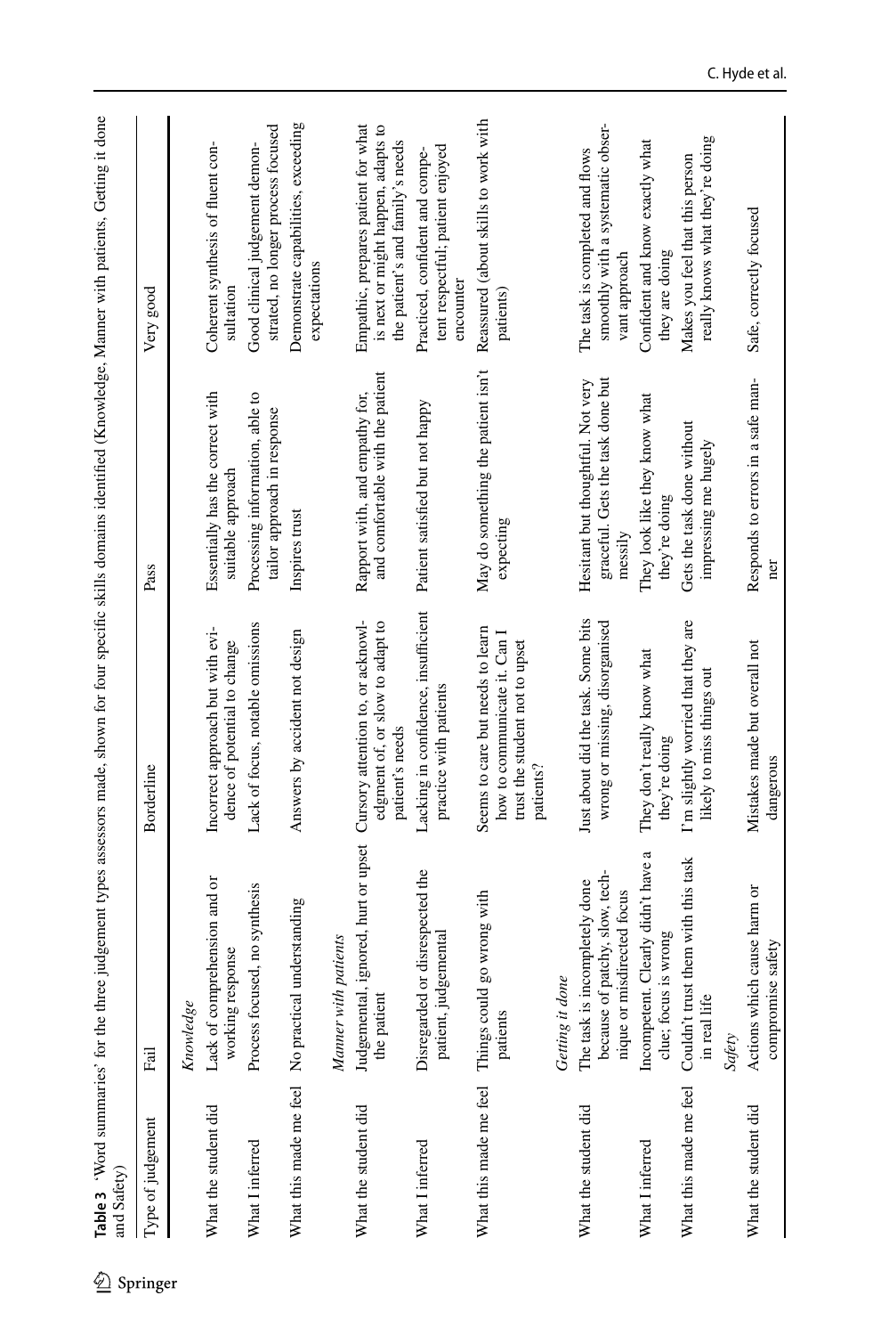**Table 3** 'Word summaries' for the three judgement types assessors made, shown for four specific skills domains identified (Knowledge, Manner with patients, Getting it done and Safety)

| Type of judgement | Fail | Borderline | Pass | Very good |
|---|---|---|---|---|
| | *Knowledge* | | | |
| What the student did | Lack of comprehension and or working response | Incorrect approach but with evidence of potential to change | Essentially has the correct with suitable approach | Coherent synthesis of fluent consultation |
| What I inferred | Process focused, no synthesis | Lack of focus, notable omissions | Processing information, able to tailor approach in response | Good clinical judgement demonstrated, no longer process focused |
| What this made me feel | No practical understanding | Answers by accident not design | Inspires trust | Demonstrate capabilities, exceeding expectations |
| | *Manner with patients* | | | |
| What the student did | Judgemental, ignored, hurt or upset the patient | Cursory attention to, or acknowledgment of, or slow to adapt to patient's needs | Rapport with, and empathy for, and comfortable with the patient | Empathic, prepares patient for what is next or might happen, adapts to the patient's and family's needs |
| What I inferred | Disregarded or disrespected the patient, judgemental | Lacking in confidence, insufficient practice with patients | Patient satisfied but not happy | Practiced, confident and competent respectful; patient enjoyed encounter |
| What this made me feel | Things could go wrong with patients | Seems to care but needs to learn how to communicate it. Can I trust the student not to upset patients? | May do something the patient isn't expecting | Reassured (about skills to work with patients) |
| | *Getting it done* | | | |
| What the student did | The task is incompletely done because of patchy, slow, technique or misdirected focus | Just about did the task. Some bits wrong or missing, disorganised | Hesitant but thoughtful. Not very graceful. Gets the task done but messily | The task is completed and flows smoothly with a systematic observant approach |
| What I inferred | Incompetent. Clearly didn't have a clue; focus is wrong | They don't really know what they're doing | They look like they know what they're doing | Confident and know exactly what they are doing |
| What this made me feel | Couldn't trust them with this task in real life | I'm slightly worried that they are likely to miss things out | Gets the task done without impressing me hugely | Makes you feel that this person really knows what they're doing |
| | *Safety* | | | |
| What the student did | Actions which cause harm or compromise safety | Mistakes made but overall not dangerous | Responds to errors in a safe manner | Safe, correctly focused |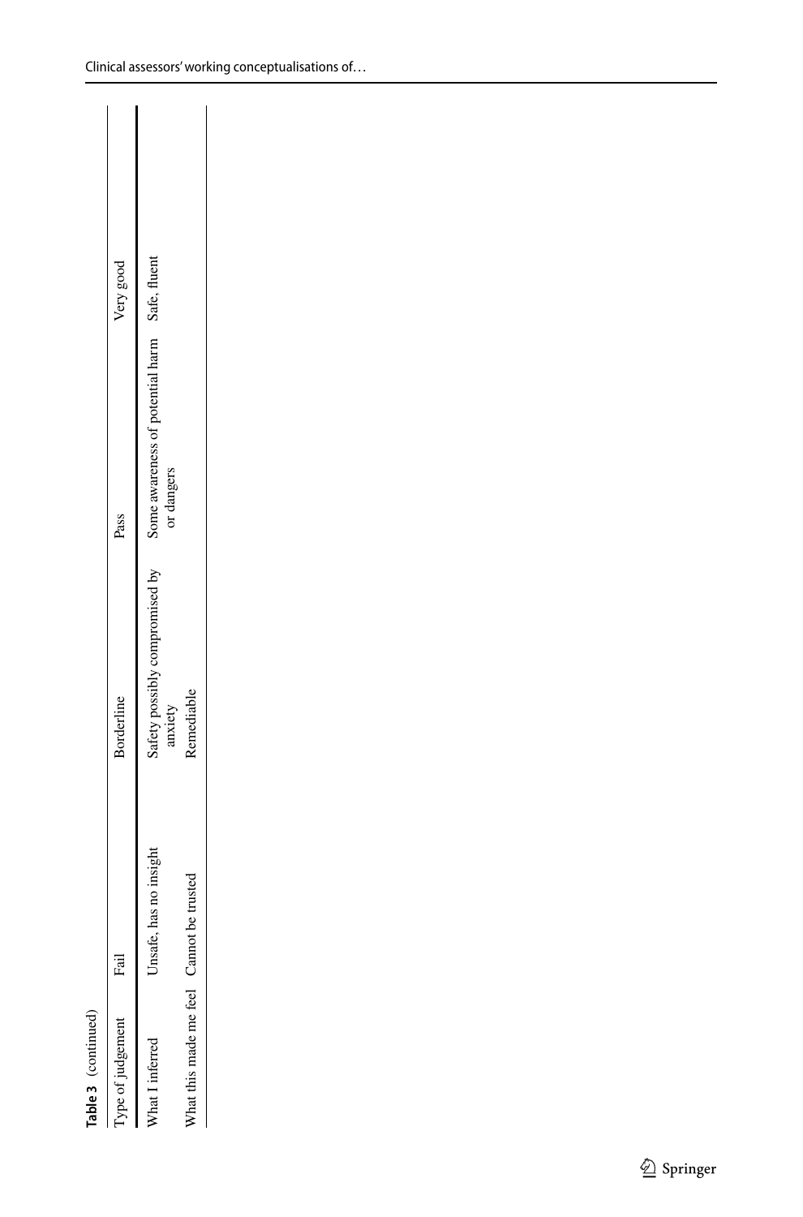**Table 3** (continued)

| Type of judgement | Fail | Borderline | Pass | Very good |
|---|---|---|---|---|
| What I inferred | Unsafe, has no insight | Safety possibly compromised by anxiety | Some awareness of potential harm or dangers | Safe, fluent |
| What this made me feel | Cannot be trusted | Remediable | | |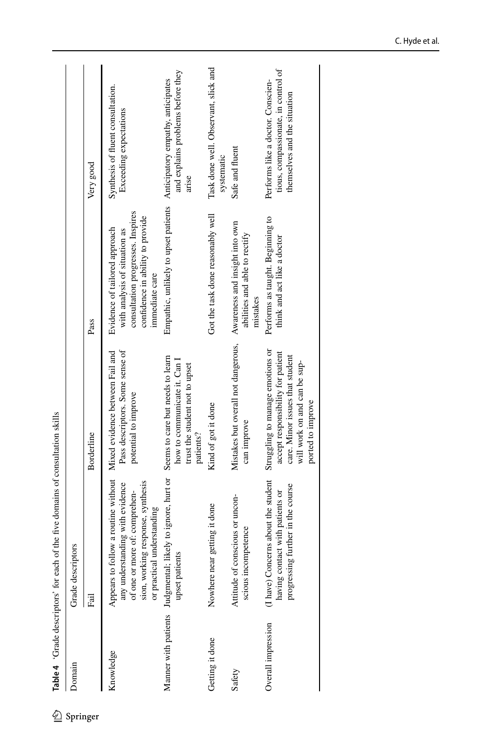**Table 4** 'Grade descriptors' for each of the five domains of consultation skills

| Domain | Grade descriptors | | | |
|---|---|---|---|---|
| | Fail | Borderline | Pass | Very good |
| Knowledge | Appears to follow a routine without any understanding with evidence of one or more of: comprehension, working response, synthesis or practical understanding | Mixed evidence between Fail and Pass descriptors. Some sense of potential to improve | Evidence of tailored approach with analysis of situation as consultation progresses. Inspires confidence in ability to provide immediate care | Synthesis of fluent consultation. Exceeding expectations |
| Manner with patients | Judgmental; likely to ignore, hurt or upset patients | Seems to care but needs to learn how to communicate it. Can I trust the student not to upset patients? | Empathic, unlikely to upset patients | Anticipatory empathy, anticipates and explains problems before they arise |
| Getting it done | Nowhere near getting it done | Kind of got it done | Got the task done reasonably well | Task done well. Observant, slick and systematic |
| Safety | Attitude of conscious or unconscious incompetence | Mistakes but overall not dangerous, can improve | Awareness and insight into own abilities and able to rectify mistakes | Safe and fluent |
| Overall impression | (I have) Concerns about the student having contact with patients or progressing further in the course | Struggling to manage emotions or accept responsibility for patient care. Minor issues that student will work on and can be supported to improve | Performs as taught. Beginning to think and act like a doctor | Performs like a doctor. Conscientious, compassionate, in control of themselves and the situation |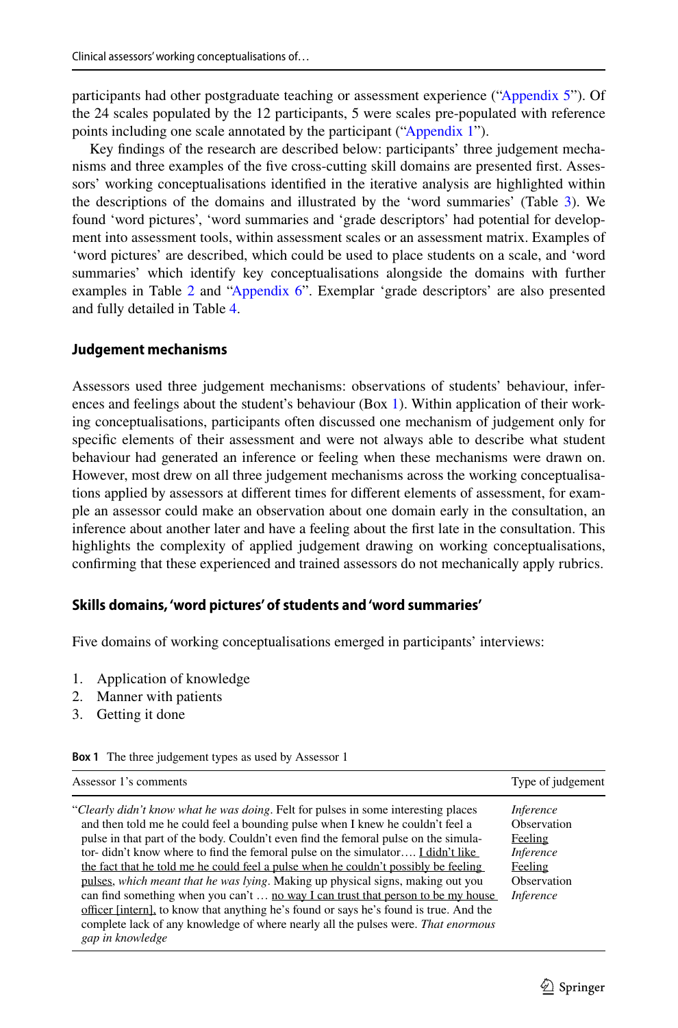participants had other postgraduate teaching or assessment experience ("Appendix 5"). Of the 24 scales populated by the 12 participants, 5 were scales pre-populated with reference points including one scale annotated by the participant ("Appendix 1").

Key findings of the research are described below: participants' three judgement mechanisms and three examples of the five cross-cutting skill domains are presented first. Assessors' working conceptualisations identified in the iterative analysis are highlighted within the descriptions of the domains and illustrated by the 'word summaries' (Table 3). We found 'word pictures', 'word summaries and 'grade descriptors' had potential for development into assessment tools, within assessment scales or an assessment matrix. Examples of 'word pictures' are described, which could be used to place students on a scale, and 'word summaries' which identify key conceptualisations alongside the domains with further examples in Table 2 and "Appendix 6". Exemplar 'grade descriptors' are also presented and fully detailed in Table 4.

### Judgement mechanisms

Assessors used three judgement mechanisms: observations of students' behaviour, inferences and feelings about the student's behaviour (Box 1). Within application of their working conceptualisations, participants often discussed one mechanism of judgement only for specific elements of their assessment and were not always able to describe what student behaviour had generated an inference or feeling when these mechanisms were drawn on. However, most drew on all three judgement mechanisms across the working conceptualisations applied by assessors at different times for different elements of assessment, for example an assessor could make an observation about one domain early in the consultation, an inference about another later and have a feeling about the first late in the consultation. This highlights the complexity of applied judgement drawing on working conceptualisations, confirming that these experienced and trained assessors do not mechanically apply rubrics.

### Skills domains, 'word pictures' of students and 'word summaries'

Five domains of working conceptualisations emerged in participants' interviews:

1. Application of knowledge
2. Manner with patients
3. Getting it done

**Box 1** The three judgement types as used by Assessor 1

| Assessor 1's comments | Type of judgement |
|---|---|
| "*Clearly didn't know what he was doing*. Felt for pulses in some interesting places and then told me he could feel a bounding pulse when I knew he couldn't feel a pulse in that part of the body. Couldn't even find the femoral pulse on the simulator- didn't know where to find the femoral pulse on the simulator…. <u>I didn't like the fact that he told me he could feel a pulse when he couldn't possibly be feeling pulses</u>, *which meant that he was lying*. Making up physical signs, making out you can find something when you can't … <u>no way I can trust that person to be my house officer [intern]</u>, to know that anything he's found or says he's found is true. And the complete lack of any knowledge of where nearly all the pulses were. *That enormous gap in knowledge* | *Inference*<br>Observation<br><u>Feeling</u><br>*Inference*<br><u>Feeling</u><br>Observation<br>*Inference* |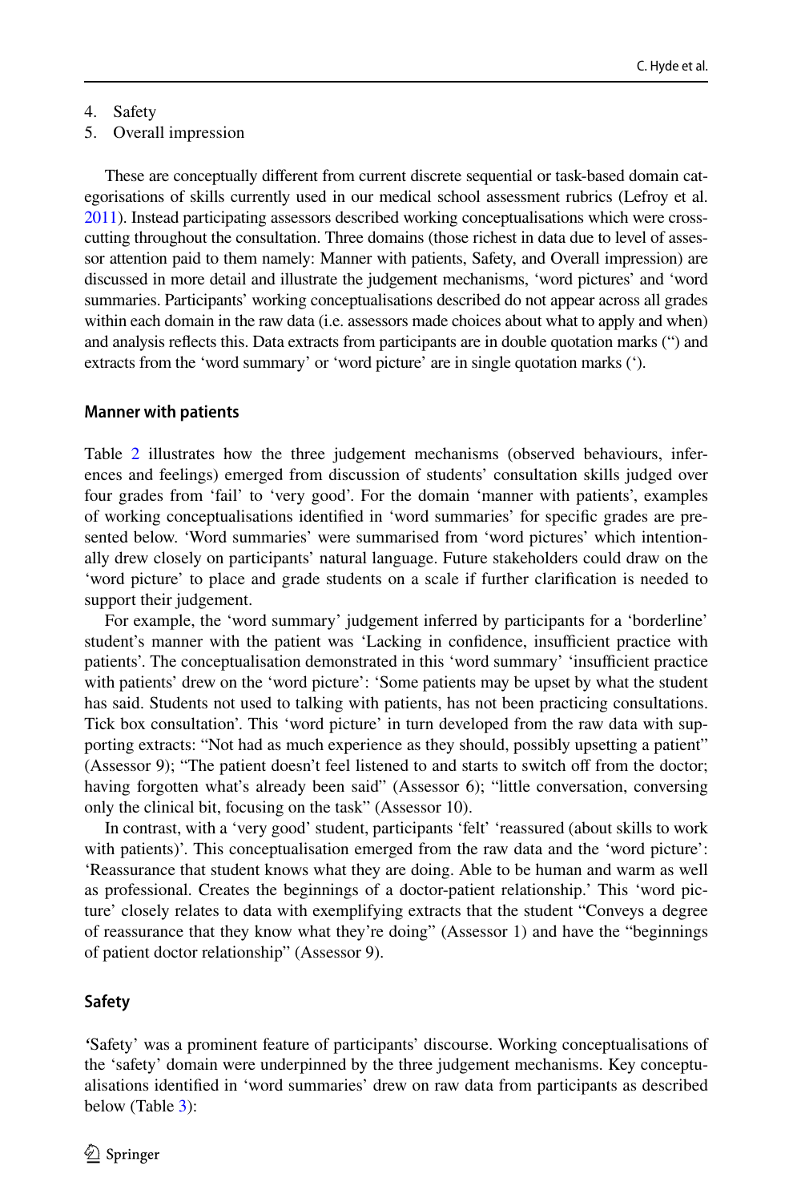4. Safety
5. Overall impression

These are conceptually different from current discrete sequential or task-based domain categorisations of skills currently used in our medical school assessment rubrics (Lefroy et al. 2011). Instead participating assessors described working conceptualisations which were cross-cutting throughout the consultation. Three domains (those richest in data due to level of assessor attention paid to them namely: Manner with patients, Safety, and Overall impression) are discussed in more detail and illustrate the judgement mechanisms, 'word pictures' and 'word summaries. Participants' working conceptualisations described do not appear across all grades within each domain in the raw data (i.e. assessors made choices about what to apply and when) and analysis reflects this. Data extracts from participants are in double quotation marks (") and extracts from the 'word summary' or 'word picture' are in single quotation marks (').

### Manner with patients

Table 2 illustrates how the three judgement mechanisms (observed behaviours, inferences and feelings) emerged from discussion of students' consultation skills judged over four grades from 'fail' to 'very good'. For the domain 'manner with patients', examples of working conceptualisations identified in 'word summaries' for specific grades are presented below. 'Word summaries' were summarised from 'word pictures' which intentionally drew closely on participants' natural language. Future stakeholders could draw on the 'word picture' to place and grade students on a scale if further clarification is needed to support their judgement.

For example, the 'word summary' judgement inferred by participants for a 'borderline' student's manner with the patient was 'Lacking in confidence, insufficient practice with patients'. The conceptualisation demonstrated in this 'word summary' 'insufficient practice with patients' drew on the 'word picture': 'Some patients may be upset by what the student has said. Students not used to talking with patients, has not been practicing consultations. Tick box consultation'. This 'word picture' in turn developed from the raw data with supporting extracts: "Not had as much experience as they should, possibly upsetting a patient" (Assessor 9); "The patient doesn't feel listened to and starts to switch off from the doctor; having forgotten what's already been said" (Assessor 6); "little conversation, conversing only the clinical bit, focusing on the task" (Assessor 10).

In contrast, with a 'very good' student, participants 'felt' 'reassured (about skills to work with patients)'. This conceptualisation emerged from the raw data and the 'word picture': 'Reassurance that student knows what they are doing. Able to be human and warm as well as professional. Creates the beginnings of a doctor-patient relationship.' This 'word picture' closely relates to data with exemplifying extracts that the student "Conveys a degree of reassurance that they know what they're doing" (Assessor 1) and have the "beginnings of patient doctor relationship" (Assessor 9).

### Safety

'Safety' was a prominent feature of participants' discourse. Working conceptualisations of the 'safety' domain were underpinned by the three judgement mechanisms. Key conceptualisations identified in 'word summaries' drew on raw data from participants as described below (Table 3):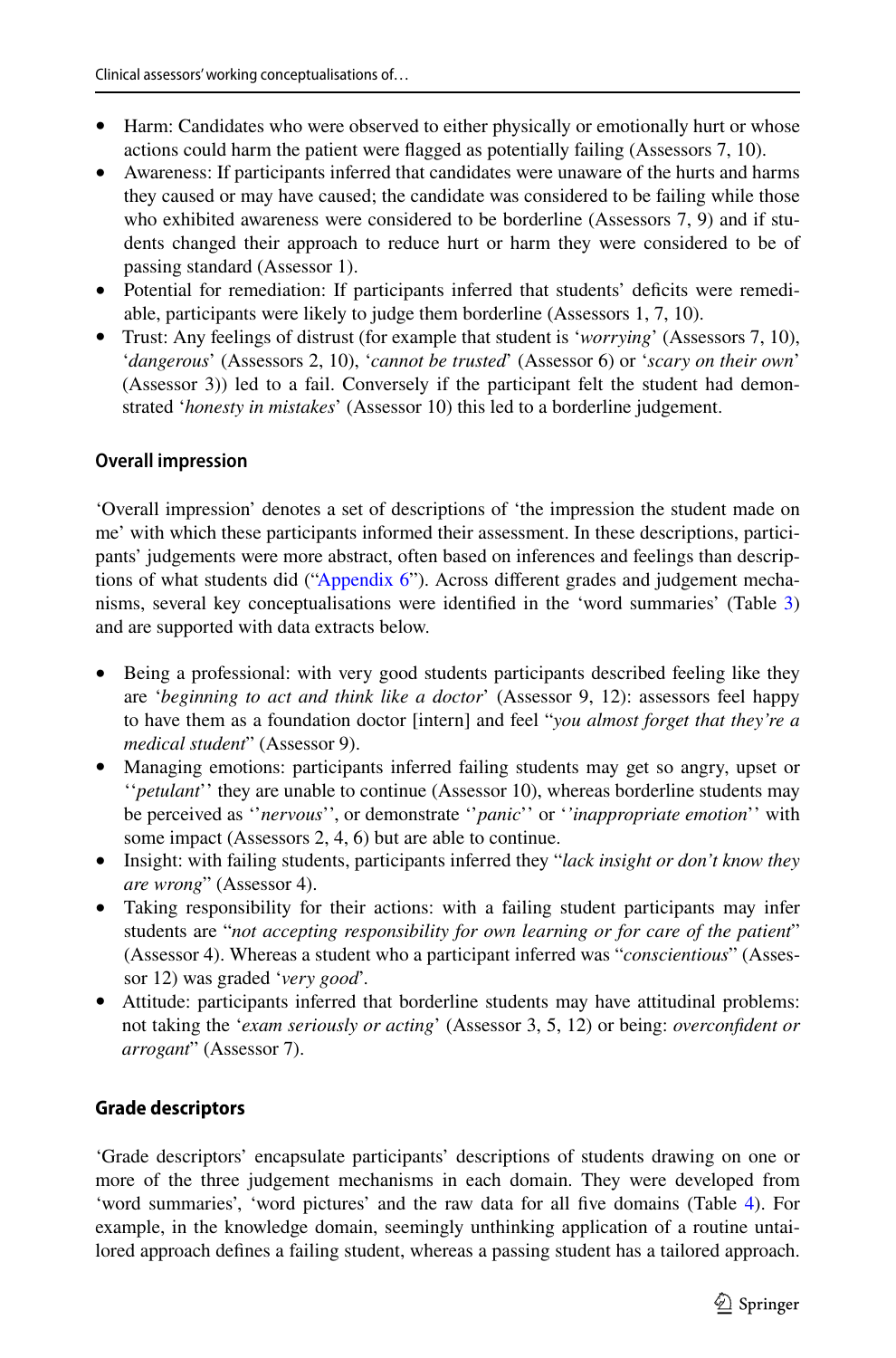- Harm: Candidates who were observed to either physically or emotionally hurt or whose actions could harm the patient were flagged as potentially failing (Assessors 7, 10).
- Awareness: If participants inferred that candidates were unaware of the hurts and harms they caused or may have caused; the candidate was considered to be failing while those who exhibited awareness were considered to be borderline (Assessors 7, 9) and if students changed their approach to reduce hurt or harm they were considered to be of passing standard (Assessor 1).
- Potential for remediation: If participants inferred that students' deficits were remediable, participants were likely to judge them borderline (Assessors 1, 7, 10).
- Trust: Any feelings of distrust (for example that student is '*worrying*' (Assessors 7, 10), '*dangerous*' (Assessors 2, 10), '*cannot be trusted*' (Assessor 6) or '*scary on their own*' (Assessor 3)) led to a fail. Conversely if the participant felt the student had demonstrated '*honesty in mistakes*' (Assessor 10) this led to a borderline judgement.

### Overall impression

'Overall impression' denotes a set of descriptions of 'the impression the student made on me' with which these participants informed their assessment. In these descriptions, participants' judgements were more abstract, often based on inferences and feelings than descriptions of what students did ("Appendix 6"). Across different grades and judgement mechanisms, several key conceptualisations were identified in the 'word summaries' (Table 3) and are supported with data extracts below.

- Being a professional: with very good students participants described feeling like they are '*beginning to act and think like a doctor*' (Assessor 9, 12): assessors feel happy to have them as a foundation doctor [intern] and feel "*you almost forget that they're a medical student*" (Assessor 9).
- Managing emotions: participants inferred failing students may get so angry, upset or ''*petulant*'' they are unable to continue (Assessor 10), whereas borderline students may be perceived as ''*nervous*'', or demonstrate ''*panic*'' or ''*inappropriate emotion*'' with some impact (Assessors 2, 4, 6) but are able to continue.
- Insight: with failing students, participants inferred they "*lack insight or don't know they are wrong*" (Assessor 4).
- Taking responsibility for their actions: with a failing student participants may infer students are "*not accepting responsibility for own learning or for care of the patient*" (Assessor 4). Whereas a student who a participant inferred was "*conscientious*" (Assessor 12) was graded '*very good*'.
- Attitude: participants inferred that borderline students may have attitudinal problems: not taking the '*exam seriously or acting*' (Assessor 3, 5, 12) or being: *overconfident or arrogant*" (Assessor 7).

### Grade descriptors

'Grade descriptors' encapsulate participants' descriptions of students drawing on one or more of the three judgement mechanisms in each domain. They were developed from 'word summaries', 'word pictures' and the raw data for all five domains (Table 4). For example, in the knowledge domain, seemingly unthinking application of a routine untailored approach defines a failing student, whereas a passing student has a tailored approach.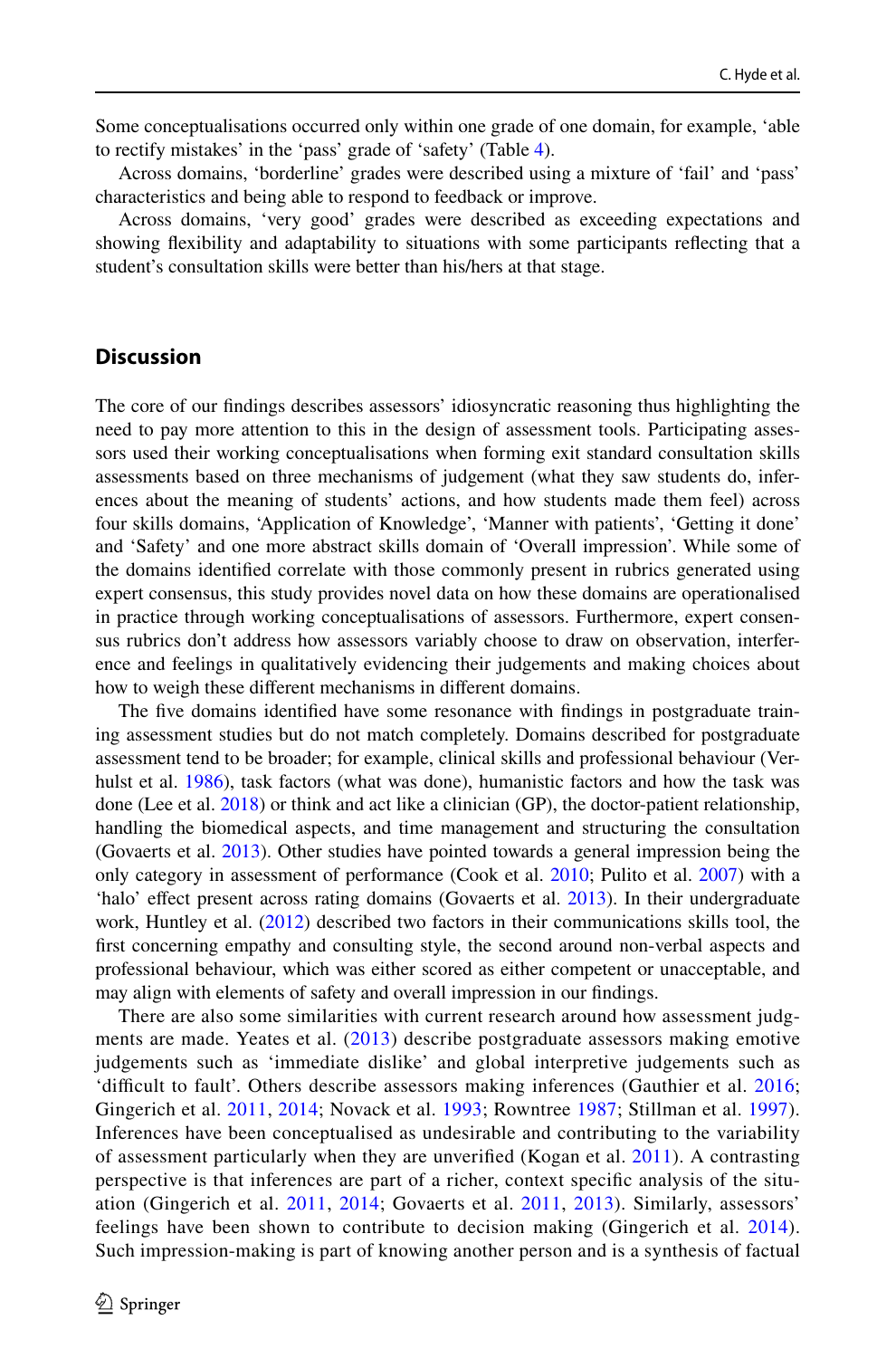Some conceptualisations occurred only within one grade of one domain, for example, 'able to rectify mistakes' in the 'pass' grade of 'safety' (Table 4).

Across domains, 'borderline' grades were described using a mixture of 'fail' and 'pass' characteristics and being able to respond to feedback or improve.

Across domains, 'very good' grades were described as exceeding expectations and showing flexibility and adaptability to situations with some participants reflecting that a student's consultation skills were better than his/hers at that stage.

## Discussion

The core of our findings describes assessors' idiosyncratic reasoning thus highlighting the need to pay more attention to this in the design of assessment tools. Participating assessors used their working conceptualisations when forming exit standard consultation skills assessments based on three mechanisms of judgement (what they saw students do, inferences about the meaning of students' actions, and how students made them feel) across four skills domains, 'Application of Knowledge', 'Manner with patients', 'Getting it done' and 'Safety' and one more abstract skills domain of 'Overall impression'. While some of the domains identified correlate with those commonly present in rubrics generated using expert consensus, this study provides novel data on how these domains are operationalised in practice through working conceptualisations of assessors. Furthermore, expert consensus rubrics don't address how assessors variably choose to draw on observation, interference and feelings in qualitatively evidencing their judgements and making choices about how to weigh these different mechanisms in different domains.

The five domains identified have some resonance with findings in postgraduate training assessment studies but do not match completely. Domains described for postgraduate assessment tend to be broader; for example, clinical skills and professional behaviour (Verhulst et al. 1986), task factors (what was done), humanistic factors and how the task was done (Lee et al. 2018) or think and act like a clinician (GP), the doctor-patient relationship, handling the biomedical aspects, and time management and structuring the consultation (Govaerts et al. 2013). Other studies have pointed towards a general impression being the only category in assessment of performance (Cook et al. 2010; Pulito et al. 2007) with a 'halo' effect present across rating domains (Govaerts et al. 2013). In their undergraduate work, Huntley et al. (2012) described two factors in their communications skills tool, the first concerning empathy and consulting style, the second around non-verbal aspects and professional behaviour, which was either scored as either competent or unacceptable, and may align with elements of safety and overall impression in our findings.

There are also some similarities with current research around how assessment judgments are made. Yeates et al. (2013) describe postgraduate assessors making emotive judgements such as 'immediate dislike' and global interpretive judgements such as 'difficult to fault'. Others describe assessors making inferences (Gauthier et al. 2016; Gingerich et al. 2011, 2014; Novack et al. 1993; Rowntree 1987; Stillman et al. 1997). Inferences have been conceptualised as undesirable and contributing to the variability of assessment particularly when they are unverified (Kogan et al. 2011). A contrasting perspective is that inferences are part of a richer, context specific analysis of the situation (Gingerich et al. 2011, 2014; Govaerts et al. 2011, 2013). Similarly, assessors' feelings have been shown to contribute to decision making (Gingerich et al. 2014). Such impression-making is part of knowing another person and is a synthesis of factual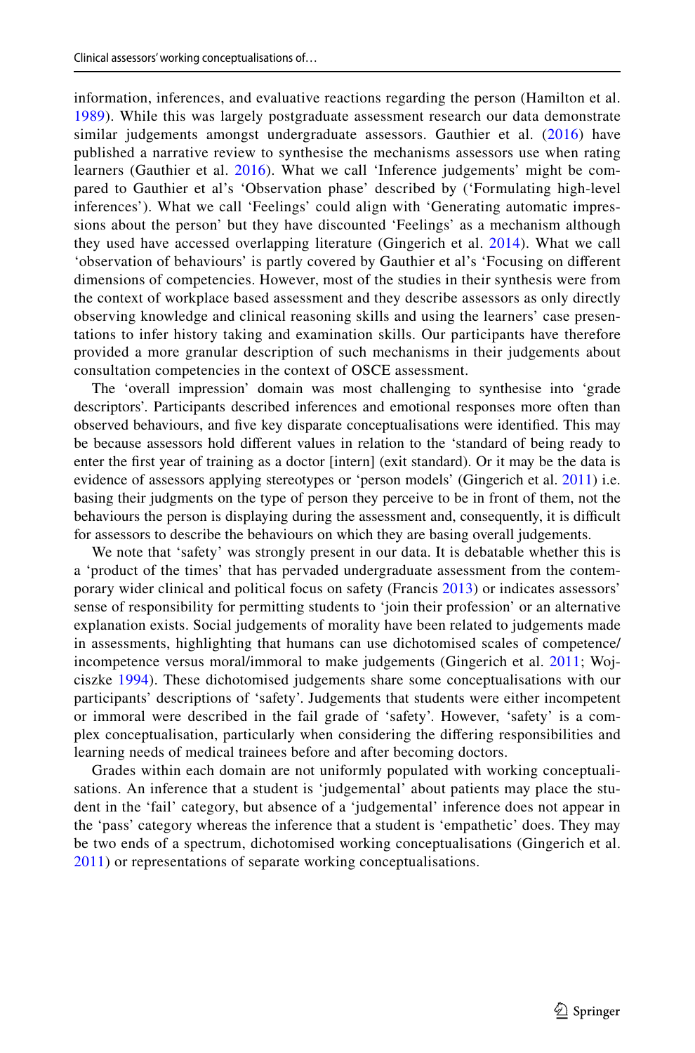information, inferences, and evaluative reactions regarding the person (Hamilton et al. 1989). While this was largely postgraduate assessment research our data demonstrate similar judgements amongst undergraduate assessors. Gauthier et al. (2016) have published a narrative review to synthesise the mechanisms assessors use when rating learners (Gauthier et al. 2016). What we call 'Inference judgements' might be compared to Gauthier et al's 'Observation phase' described by ('Formulating high-level inferences'). What we call 'Feelings' could align with 'Generating automatic impressions about the person' but they have discounted 'Feelings' as a mechanism although they used have accessed overlapping literature (Gingerich et al. 2014). What we call 'observation of behaviours' is partly covered by Gauthier et al's 'Focusing on different dimensions of competencies. However, most of the studies in their synthesis were from the context of workplace based assessment and they describe assessors as only directly observing knowledge and clinical reasoning skills and using the learners' case presentations to infer history taking and examination skills. Our participants have therefore provided a more granular description of such mechanisms in their judgements about consultation competencies in the context of OSCE assessment.

The 'overall impression' domain was most challenging to synthesise into 'grade descriptors'. Participants described inferences and emotional responses more often than observed behaviours, and five key disparate conceptualisations were identified. This may be because assessors hold different values in relation to the 'standard of being ready to enter the first year of training as a doctor [intern] (exit standard). Or it may be the data is evidence of assessors applying stereotypes or 'person models' (Gingerich et al. 2011) i.e. basing their judgments on the type of person they perceive to be in front of them, not the behaviours the person is displaying during the assessment and, consequently, it is difficult for assessors to describe the behaviours on which they are basing overall judgements.

We note that 'safety' was strongly present in our data. It is debatable whether this is a 'product of the times' that has pervaded undergraduate assessment from the contemporary wider clinical and political focus on safety (Francis 2013) or indicates assessors' sense of responsibility for permitting students to 'join their profession' or an alternative explanation exists. Social judgements of morality have been related to judgements made in assessments, highlighting that humans can use dichotomised scales of competence/incompetence versus moral/immoral to make judgements (Gingerich et al. 2011; Wojciszke 1994). These dichotomised judgements share some conceptualisations with our participants' descriptions of 'safety'. Judgements that students were either incompetent or immoral were described in the fail grade of 'safety'. However, 'safety' is a complex conceptualisation, particularly when considering the differing responsibilities and learning needs of medical trainees before and after becoming doctors.

Grades within each domain are not uniformly populated with working conceptualisations. An inference that a student is 'judgemental' about patients may place the student in the 'fail' category, but absence of a 'judgemental' inference does not appear in the 'pass' category whereas the inference that a student is 'empathetic' does. They may be two ends of a spectrum, dichotomised working conceptualisations (Gingerich et al. 2011) or representations of separate working conceptualisations.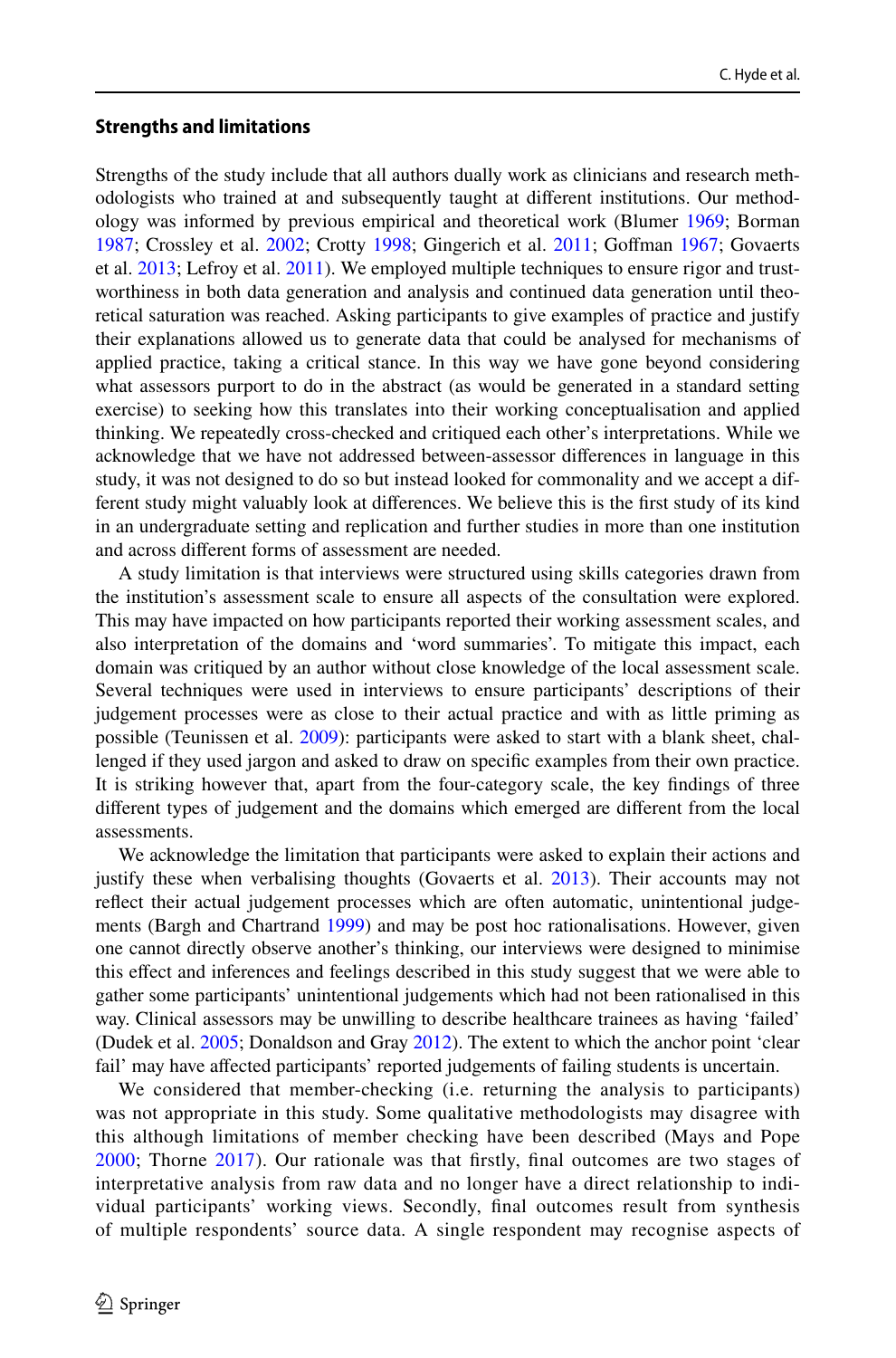### Strengths and limitations

Strengths of the study include that all authors dually work as clinicians and research methodologists who trained at and subsequently taught at different institutions. Our methodology was informed by previous empirical and theoretical work (Blumer 1969; Borman 1987; Crossley et al. 2002; Crotty 1998; Gingerich et al. 2011; Goffman 1967; Govaerts et al. 2013; Lefroy et al. 2011). We employed multiple techniques to ensure rigor and trustworthiness in both data generation and analysis and continued data generation until theoretical saturation was reached. Asking participants to give examples of practice and justify their explanations allowed us to generate data that could be analysed for mechanisms of applied practice, taking a critical stance. In this way we have gone beyond considering what assessors purport to do in the abstract (as would be generated in a standard setting exercise) to seeking how this translates into their working conceptualisation and applied thinking. We repeatedly cross-checked and critiqued each other's interpretations. While we acknowledge that we have not addressed between-assessor differences in language in this study, it was not designed to do so but instead looked for commonality and we accept a different study might valuably look at differences. We believe this is the first study of its kind in an undergraduate setting and replication and further studies in more than one institution and across different forms of assessment are needed.

A study limitation is that interviews were structured using skills categories drawn from the institution's assessment scale to ensure all aspects of the consultation were explored. This may have impacted on how participants reported their working assessment scales, and also interpretation of the domains and 'word summaries'. To mitigate this impact, each domain was critiqued by an author without close knowledge of the local assessment scale. Several techniques were used in interviews to ensure participants' descriptions of their judgement processes were as close to their actual practice and with as little priming as possible (Teunissen et al. 2009): participants were asked to start with a blank sheet, challenged if they used jargon and asked to draw on specific examples from their own practice. It is striking however that, apart from the four-category scale, the key findings of three different types of judgement and the domains which emerged are different from the local assessments.

We acknowledge the limitation that participants were asked to explain their actions and justify these when verbalising thoughts (Govaerts et al. 2013). Their accounts may not reflect their actual judgement processes which are often automatic, unintentional judgements (Bargh and Chartrand 1999) and may be post hoc rationalisations. However, given one cannot directly observe another's thinking, our interviews were designed to minimise this effect and inferences and feelings described in this study suggest that we were able to gather some participants' unintentional judgements which had not been rationalised in this way. Clinical assessors may be unwilling to describe healthcare trainees as having 'failed' (Dudek et al. 2005; Donaldson and Gray 2012). The extent to which the anchor point 'clear fail' may have affected participants' reported judgements of failing students is uncertain.

We considered that member-checking (i.e. returning the analysis to participants) was not appropriate in this study. Some qualitative methodologists may disagree with this although limitations of member checking have been described (Mays and Pope 2000; Thorne 2017). Our rationale was that firstly, final outcomes are two stages of interpretative analysis from raw data and no longer have a direct relationship to individual participants' working views. Secondly, final outcomes result from synthesis of multiple respondents' source data. A single respondent may recognise aspects of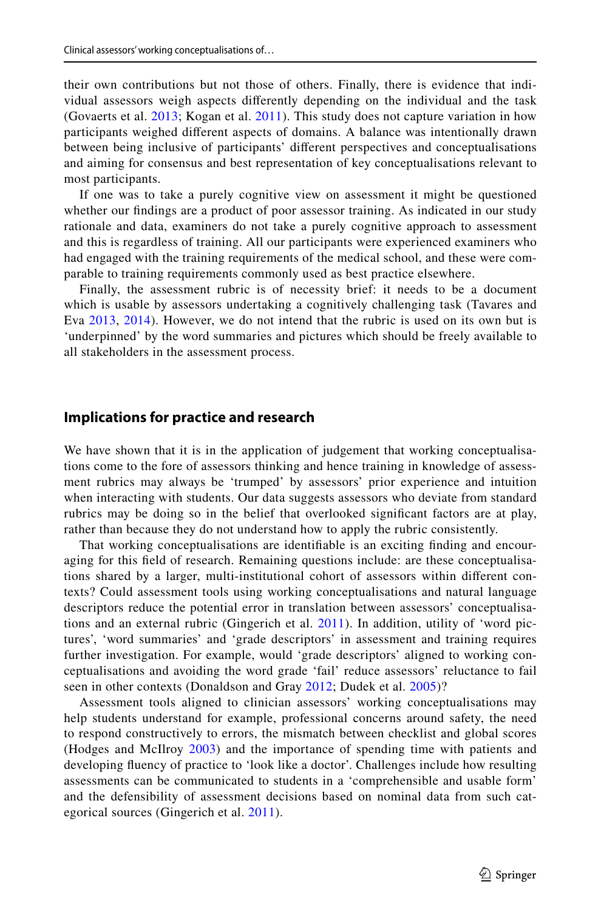their own contributions but not those of others. Finally, there is evidence that individual assessors weigh aspects differently depending on the individual and the task (Govaerts et al. 2013; Kogan et al. 2011). This study does not capture variation in how participants weighed different aspects of domains. A balance was intentionally drawn between being inclusive of participants' different perspectives and conceptualisations and aiming for consensus and best representation of key conceptualisations relevant to most participants.

If one was to take a purely cognitive view on assessment it might be questioned whether our findings are a product of poor assessor training. As indicated in our study rationale and data, examiners do not take a purely cognitive approach to assessment and this is regardless of training. All our participants were experienced examiners who had engaged with the training requirements of the medical school, and these were comparable to training requirements commonly used as best practice elsewhere.

Finally, the assessment rubric is of necessity brief: it needs to be a document which is usable by assessors undertaking a cognitively challenging task (Tavares and Eva 2013, 2014). However, we do not intend that the rubric is used on its own but is 'underpinned' by the word summaries and pictures which should be freely available to all stakeholders in the assessment process.

## Implications for practice and research

We have shown that it is in the application of judgement that working conceptualisations come to the fore of assessors thinking and hence training in knowledge of assessment rubrics may always be 'trumped' by assessors' prior experience and intuition when interacting with students. Our data suggests assessors who deviate from standard rubrics may be doing so in the belief that overlooked significant factors are at play, rather than because they do not understand how to apply the rubric consistently.

That working conceptualisations are identifiable is an exciting finding and encouraging for this field of research. Remaining questions include: are these conceptualisations shared by a larger, multi-institutional cohort of assessors within different contexts? Could assessment tools using working conceptualisations and natural language descriptors reduce the potential error in translation between assessors' conceptualisations and an external rubric (Gingerich et al. 2011). In addition, utility of 'word pictures', 'word summaries' and 'grade descriptors' in assessment and training requires further investigation. For example, would 'grade descriptors' aligned to working conceptualisations and avoiding the word grade 'fail' reduce assessors' reluctance to fail seen in other contexts (Donaldson and Gray 2012; Dudek et al. 2005)?

Assessment tools aligned to clinician assessors' working conceptualisations may help students understand for example, professional concerns around safety, the need to respond constructively to errors, the mismatch between checklist and global scores (Hodges and McIlroy 2003) and the importance of spending time with patients and developing fluency of practice to 'look like a doctor'. Challenges include how resulting assessments can be communicated to students in a 'comprehensible and usable form' and the defensibility of assessment decisions based on nominal data from such categorical sources (Gingerich et al. 2011).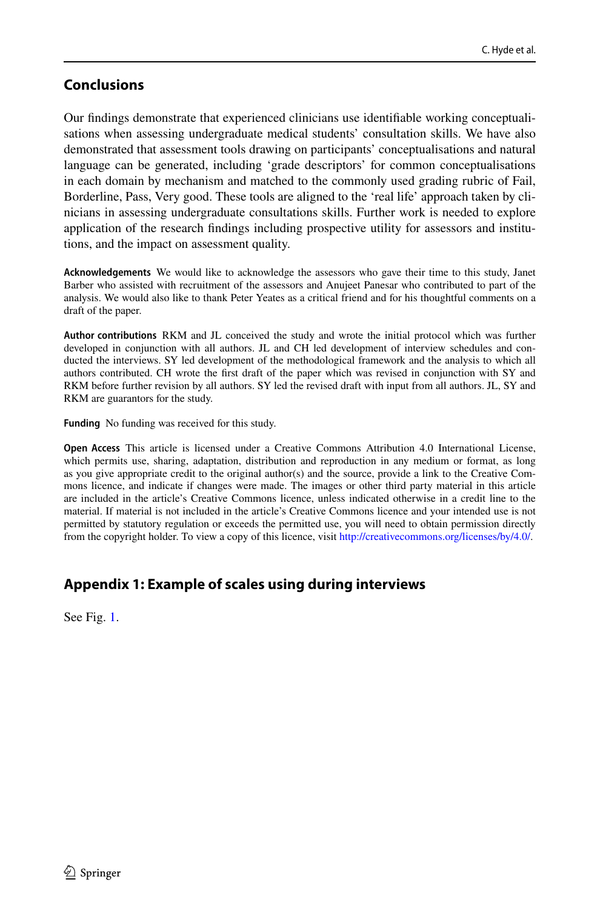## Conclusions

Our findings demonstrate that experienced clinicians use identifiable working conceptualisations when assessing undergraduate medical students' consultation skills. We have also demonstrated that assessment tools drawing on participants' conceptualisations and natural language can be generated, including 'grade descriptors' for common conceptualisations in each domain by mechanism and matched to the commonly used grading rubric of Fail, Borderline, Pass, Very good. These tools are aligned to the 'real life' approach taken by clinicians in assessing undergraduate consultations skills. Further work is needed to explore application of the research findings including prospective utility for assessors and institutions, and the impact on assessment quality.

**Acknowledgements** We would like to acknowledge the assessors who gave their time to this study, Janet Barber who assisted with recruitment of the assessors and Anujeet Panesar who contributed to part of the analysis. We would also like to thank Peter Yeates as a critical friend and for his thoughtful comments on a draft of the paper.

**Author contributions** RKM and JL conceived the study and wrote the initial protocol which was further developed in conjunction with all authors. JL and CH led development of interview schedules and conducted the interviews. SY led development of the methodological framework and the analysis to which all authors contributed. CH wrote the first draft of the paper which was revised in conjunction with SY and RKM before further revision by all authors. SY led the revised draft with input from all authors. JL, SY and RKM are guarantors for the study.

**Funding** No funding was received for this study.

**Open Access** This article is licensed under a Creative Commons Attribution 4.0 International License, which permits use, sharing, adaptation, distribution and reproduction in any medium or format, as long as you give appropriate credit to the original author(s) and the source, provide a link to the Creative Commons licence, and indicate if changes were made. The images or other third party material in this article are included in the article's Creative Commons licence, unless indicated otherwise in a credit line to the material. If material is not included in the article's Creative Commons licence and your intended use is not permitted by statutory regulation or exceeds the permitted use, you will need to obtain permission directly from the copyright holder. To view a copy of this licence, visit http://creativecommons.org/licenses/by/4.0/.

## Appendix 1: Example of scales using during interviews

See Fig. 1.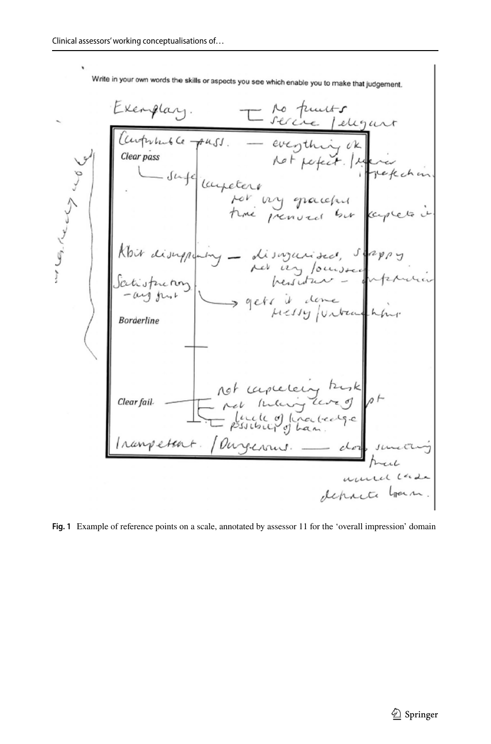**Fig. 1** Example of reference points on a scale, annotated by assessor 11 for the 'overall impression' domain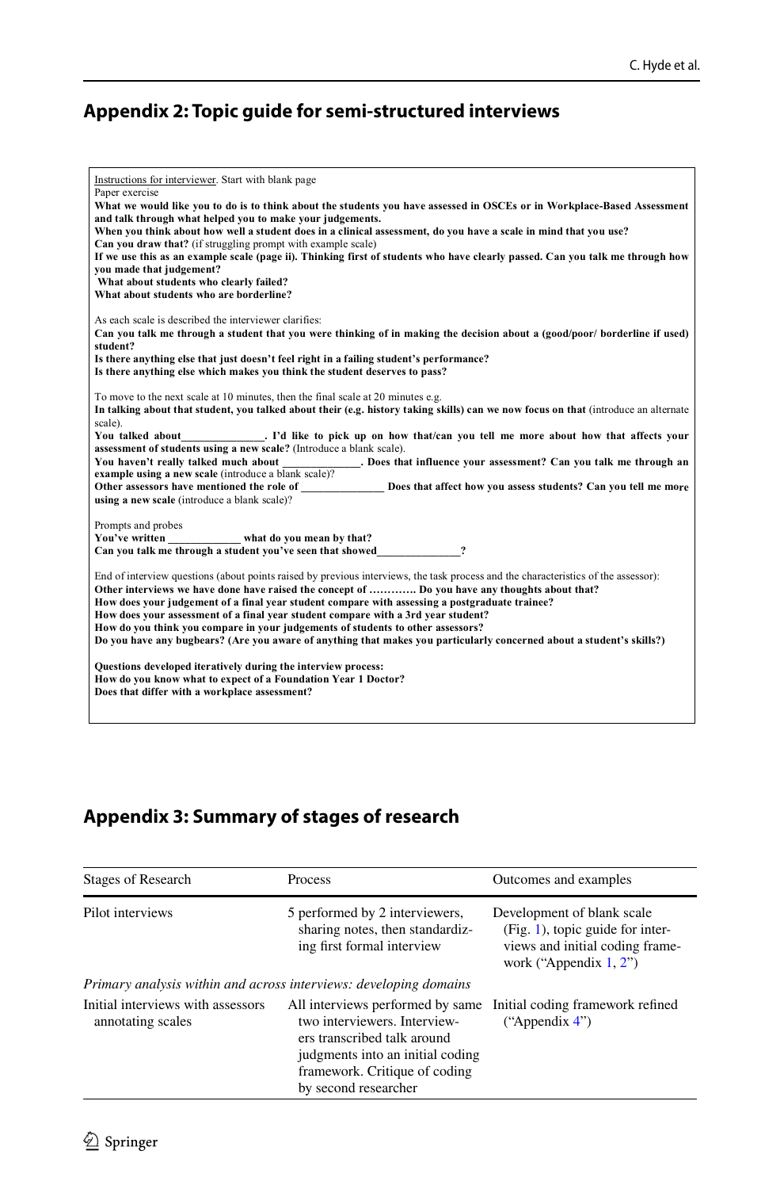## Appendix 2: Topic guide for semi-structured interviews

Instructions for interviewer. Start with blank page

Paper exercise

**What we would like you to do is to think about the students you have assessed in OSCEs or in Workplace-Based Assessment and talk through what helped you to make your judgements.**

**When you think about how well a student does in a clinical assessment, do you have a scale in mind that you use?**

**Can you draw that?** (if struggling prompt with example scale)

**If we use this as an example scale (page ii). Thinking first of students who have clearly passed. Can you talk me through how you made that judgement?**

**What about students who clearly failed?**

**What about students who are borderline?**

As each scale is described the interviewer clarifies:

**Can you talk me through a student that you were thinking of in making the decision about a (good/poor/ borderline if used) student?**

**Is there anything else that just doesn't feel right in a failing student's performance?**

**Is there anything else which makes you think the student deserves to pass?**

To move to the next scale at 10 minutes, then the final scale at 20 minutes e.g.

**In talking about that student, you talked about their (e.g. history taking skills) can we now focus on that** (introduce an alternate scale).

**You talked about_______________. I'd like to pick up on how that/can you tell me more about how that affects your assessment of students using a new scale?** (Introduce a blank scale).

**You haven't really talked much about ______________. Does that influence your assessment? Can you talk me through an example using a new scale** (introduce a blank scale)?

**Other assessors have mentioned the role of _______________ Does that affect how you assess students? Can you tell me more using a new scale** (introduce a blank scale)?

Prompts and probes

**You've written _____________ what do you mean by that?**

**Can you talk me through a student you've seen that showed_______________?**

End of interview questions (about points raised by previous interviews, the task process and the characteristics of the assessor):

**Other interviews we have done have raised the concept of …………. Do you have any thoughts about that?**

**How does your judgement of a final year student compare with assessing a postgraduate trainee?**

**How does your assessment of a final year student compare with a 3rd year student?**

**How do you think you compare in your judgements of students to other assessors?**

**Do you have any bugbears? (Are you aware of anything that makes you particularly concerned about a student's skills?)**

**Questions developed iteratively during the interview process:**

**How do you know what to expect of a Foundation Year 1 Doctor?**

**Does that differ with a workplace assessment?**

## Appendix 3: Summary of stages of research

| Stages of Research | Process | Outcomes and examples |
|---|---|---|
| Pilot interviews | 5 performed by 2 interviewers, sharing notes, then standardizing first formal interview | Development of blank scale (Fig. 1), topic guide for interviews and initial coding framework ("Appendix 1, 2") |
| *Primary analysis within and across interviews: developing domains* | | |
| Initial interviews with assessors annotating scales | All interviews performed by same two interviewers. Interviewers transcribed talk around judgments into an initial coding framework. Critique of coding by second researcher | Initial coding framework refined ("Appendix 4") |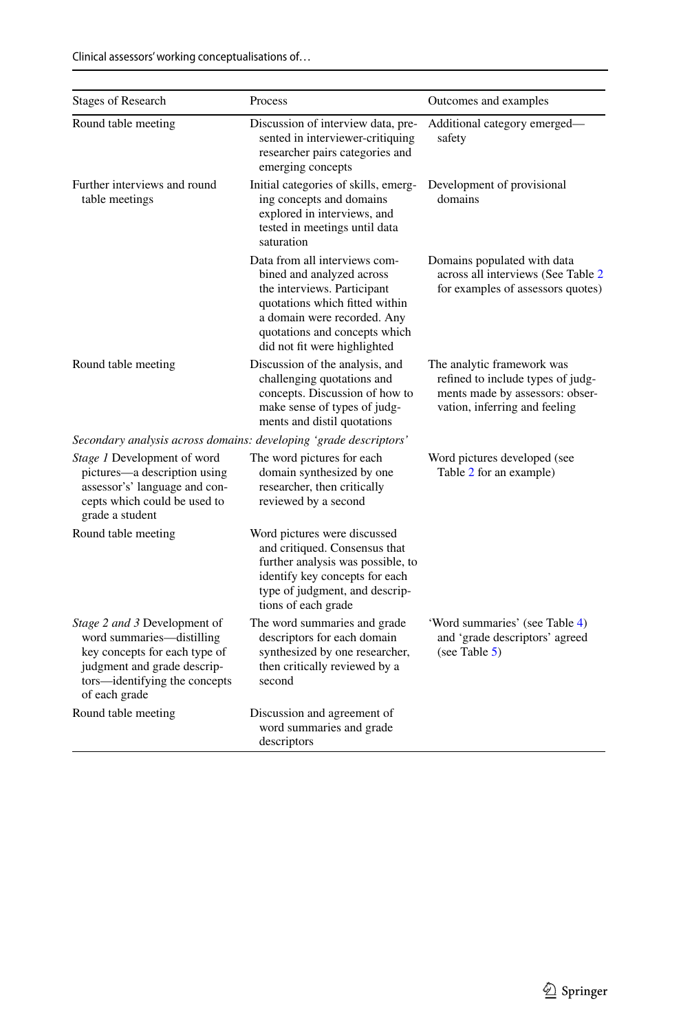| Stages of Research | Process | Outcomes and examples |
|---|---|---|
| Round table meeting | Discussion of interview data, presented in interviewer-critiquing researcher pairs categories and emerging concepts | Additional category emerged—safety |
| Further interviews and round table meetings | Initial categories of skills, emerging concepts and domains explored in interviews, and tested in meetings until data saturation | Development of provisional domains |
| | Data from all interviews combined and analyzed across the interviews. Participant quotations which fitted within a domain were recorded. Any quotations and concepts which did not fit were highlighted | Domains populated with data across all interviews (See Table 2 for examples of assessors quotes) |
| Round table meeting | Discussion of the analysis, and challenging quotations and concepts. Discussion of how to make sense of types of judgments and distil quotations | The analytic framework was refined to include types of judgments made by assessors: observation, inferring and feeling |
| *Secondary analysis across domains: developing 'grade descriptors'* | | |
| *Stage 1* Development of word pictures—a description using assessor's' language and concepts which could be used to grade a student | The word pictures for each domain synthesized by one researcher, then critically reviewed by a second | Word pictures developed (see Table 2 for an example) |
| Round table meeting | Word pictures were discussed and critiqued. Consensus that further analysis was possible, to identify key concepts for each type of judgment, and descriptions of each grade | |
| *Stage 2 and 3* Development of word summaries—distilling key concepts for each type of judgment and grade descriptors—identifying the concepts of each grade | The word summaries and grade descriptors for each domain synthesized by one researcher, then critically reviewed by a second | 'Word summaries' (see Table 4) and 'grade descriptors' agreed (see Table 5) |
| Round table meeting | Discussion and agreement of word summaries and grade descriptors | |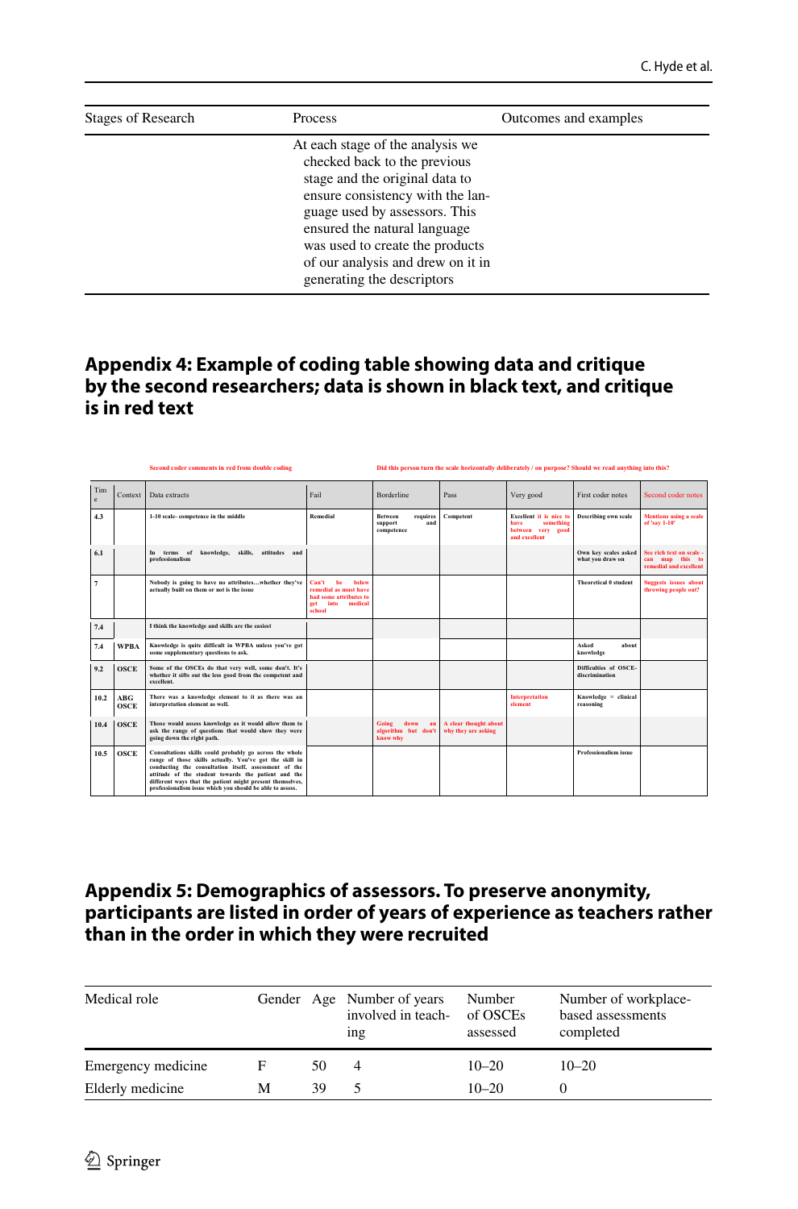| Stages of Research | Process | Outcomes and examples |
|---|---|---|
| | At each stage of the analysis we checked back to the previous stage and the original data to ensure consistency with the language used by assessors. This ensured the natural language was used to create the products of our analysis and drew on it in generating the descriptors | |

## Appendix 4: Example of coding table showing data and critique by the second researchers; data is shown in black text, and critique is in red text

Second coder comments in red from double coding

Did this person turn the scale horizontally deliberately / on purpose? Should we read anything into this?

| Time | Context | Data extracts | Fail | Borderline | Pass | Very good | First coder notes | Second coder notes |
|---|---|---|---|---|---|---|---|---|
| 4.3 | | 1-10 scale- competence in the middle | Remedial | Between requires support and competence | Competent | Excellent it is nice to have something between very good and excellent | Describing own scale | Mentions using a scale of 'say 1-10' |
| 6.1 | | In terms of knowledge, skills, attitudes and professionalism | | | | | Own key scales asked what you draw on | See rich text on scale - can map this to remedial and excellent |
| 7 | | Nobody is going to have no attributes…whether they've actually built on them or not is the issue | Can't be below remedial as must have had some attributes to get into medical school | | | | Theoretical 0 student | Suggests issues about throwing people out? |
| 7.4 | | I think the knowledge and skills are the easiest | | | | | | |
| 7.4 | WPBA | Knowledge is quite difficult in WPBA unless you've got some supplementary questions to ask. | | | | | Asked about knowledge | |
| 9.2 | OSCE | Some of the OSCEs do that very well, some don't. It's whether it sifts out the less good from the competent and excellent. | | | | | Difficulties of OSCE-discrimination | |
| 10.2 | ABG OSCE | There was a knowledge element to it as there was an interpretation element as well. | | | | Interpretation element | Knowledge = clinical reasoning | |
| 10.4 | OSCE | Those would assess knowledge as it would allow them to ask the range of questions that would show they were going down the right path. | | Going down an algorithm but don't know why | A clear thought about why they are asking | | | |
| 10.5 | OSCE | Consultations skills could probably go across the whole range of those skills actually. You've got the skill in conducting the consultation itself, assessment of the attitude of the student towards the patient and the different ways that the patient might present themselves, professionalism issue which you should be able to assess. | | | | | Professionalism issue | |

## Appendix 5: Demographics of assessors. To preserve anonymity, participants are listed in order of years of experience as teachers rather than in the order in which they were recruited

| Medical role | Gender | Age | Number of years involved in teaching | Number of OSCEs assessed | Number of workplace-based assessments completed |
|---|---|---|---|---|---|
| Emergency medicine | F | 50 | 4 | 10–20 | 10–20 |
| Elderly medicine | M | 39 | 5 | 10–20 | 0 |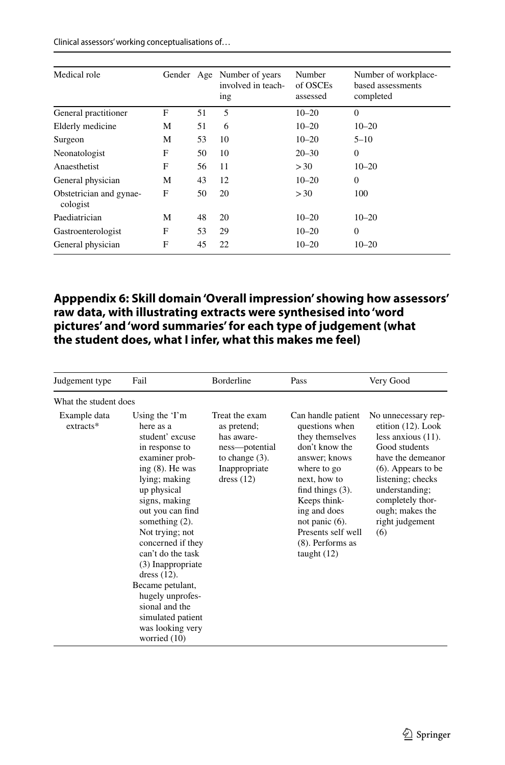| Medical role | Gender | Age | Number of years involved in teaching | Number of OSCEs assessed | Number of workplace-based assessments completed |
|---|---|---|---|---|---|
| General practitioner | F | 51 | 5 | 10–20 | 0 |
| Elderly medicine | M | 51 | 6 | 10–20 | 10–20 |
| Surgeon | M | 53 | 10 | 10–20 | 5–10 |
| Neonatologist | F | 50 | 10 | 20–30 | 0 |
| Anaesthetist | F | 56 | 11 | > 30 | 10–20 |
| General physician | M | 43 | 12 | 10–20 | 0 |
| Obstetrician and gynaecologist | F | 50 | 20 | > 30 | 100 |
| Paediatrician | M | 48 | 20 | 10–20 | 10–20 |
| Gastroenterologist | F | 53 | 29 | 10–20 | 0 |
| General physician | F | 45 | 22 | 10–20 | 10–20 |

## Apppendix 6: Skill domain 'Overall impression' showing how assessors' raw data, with illustrating extracts were synthesised into 'word pictures' and 'word summaries' for each type of judgement (what the student does, what I infer, what this makes me feel)

| Judgement type | Fail | Borderline | Pass | Very Good |
|---|---|---|---|---|
| What the student does | | | | |
| Example data extracts* | Using the 'I'm here as a student' excuse in response to examiner probing (8). He was lying; making up physical signs, making out you can find something (2). Not trying; not concerned if they can't do the task (3) Inappropriate dress (12). Became petulant, hugely unprofessional and the simulated patient was looking very worried (10) | Treat the exam as pretend; has awareness—potential to change (3). Inappropriate dress (12) | Can handle patient questions when they themselves don't know the answer; knows where to go next, how to find things (3). Keeps thinking and does not panic (6). Presents self well (8). Performs as taught (12) | No unnecessary repetition (12). Look less anxious (11). Good students have the demeanor (6). Appears to be listening; checks understanding; completely thorough; makes the right judgement (6) |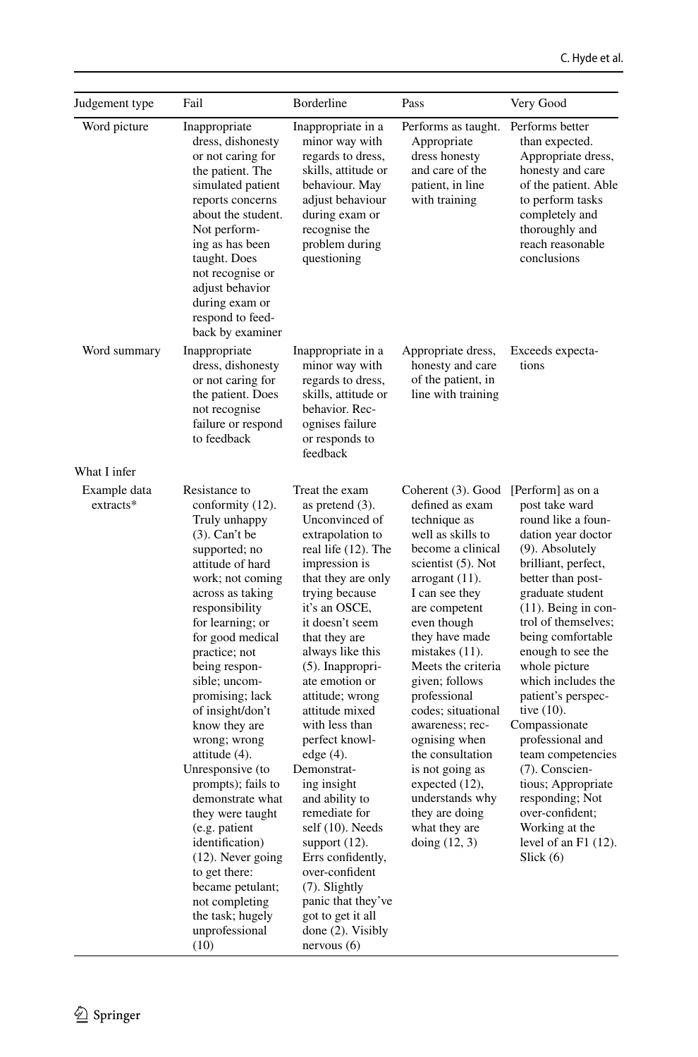| Judgement type | Fail | Borderline | Pass | Very Good |
|---|---|---|---|---|
| Word picture | Inappropriate dress, dishonesty or not caring for the patient. The simulated patient reports concerns about the student. Not performing as has been taught. Does not recognise or adjust behavior during exam or respond to feedback by examiner | Inappropriate in a minor way with regards to dress, skills, attitude or behaviour. May adjust behaviour during exam or recognise the problem during questioning | Performs as taught. Appropriate dress honesty and care of the patient, in line with training | Performs better than expected. Appropriate dress, honesty and care of the patient. Able to perform tasks completely and thoroughly and reach reasonable conclusions |
| Word summary | Inappropriate dress, dishonesty or not caring for the patient. Does not recognise failure or respond to feedback | Inappropriate in a minor way with regards to dress, skills, attitude or behavior. Recognises failure or responds to feedback | Appropriate dress, honesty and care of the patient, in line with training | Exceeds expectations |
| What I infer | | | | |
| Example data extracts* | Resistance to conformity (12). Truly unhappy (3). Can't be supported; no attitude of hard work; not coming across as taking responsibility for learning; or for good medical practice; not being responsible; uncompromising; lack of insight/don't know they are wrong; wrong attitude (4). Unresponsive (to prompts); fails to demonstrate what they were taught (e.g. patient identification) (12). Never going to get there: became petulant; not completing the task; hugely unprofessional (10) | Treat the exam as pretend (3). Unconvinced of extrapolation to real life (12). The impression is that they are only trying because it's an OSCE, it doesn't seem that they are always like this (5). Inappropriate emotion or attitude; wrong attitude mixed with less than perfect knowledge (4). Demonstrating insight and ability to remediate for self (10). Needs support (12). Errs confidently, over-confident (7). Slightly panic that they've got to get it all done (2). Visibly nervous (6) | Coherent (3). Good defined as exam technique as well as skills to become a clinical scientist (5). Not arrogant (11). I can see they are competent even though they have made mistakes (11). Meets the criteria given; follows professional codes; situational awareness; recognising when the consultation is not going as expected (12), understands why they are doing what they are doing (12, 3) | [Perform] as on a post take ward round like a foundation year doctor (9). Absolutely brilliant, perfect, better than postgraduate student (11). Being in control of themselves; being comfortable enough to see the whole picture which includes the patient's perspective (10). Compassionate professional and team competencies (7). Conscientious; Appropriate responding; Not over-confident; Working at the level of an F1 (12). Slick (6) |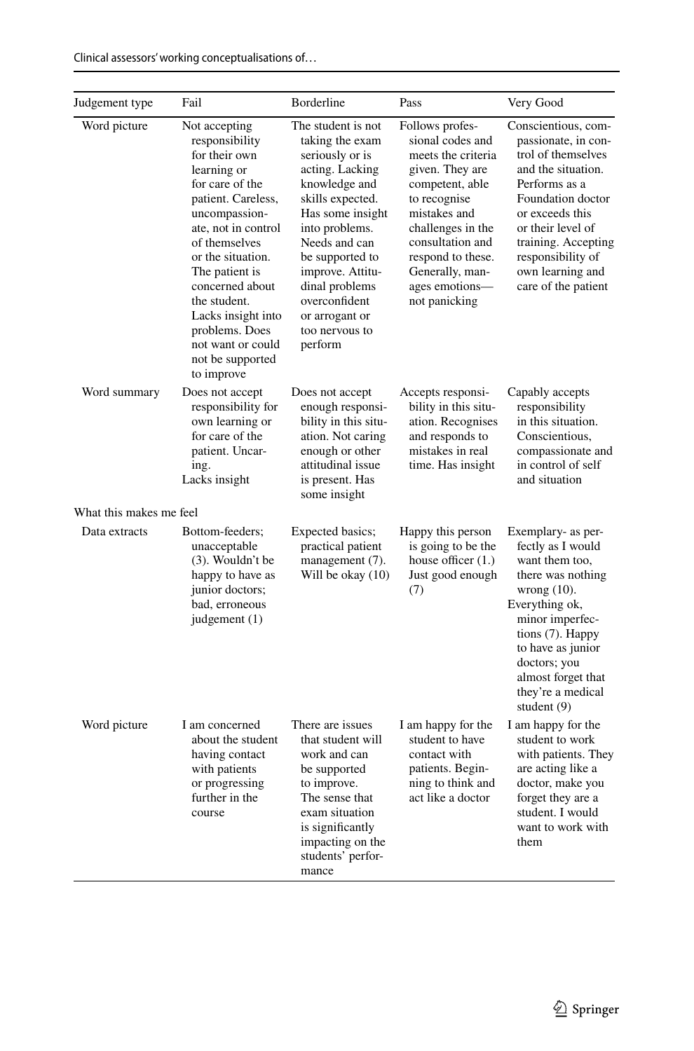| Judgement type | Fail | Borderline | Pass | Very Good |
|---|---|---|---|---|
| Word picture | Not accepting responsibility for their own learning or for care of the patient. Careless, uncompassionate, not in control of themselves or the situation. The patient is concerned about the student. Lacks insight into problems. Does not want or could not be supported to improve | The student is not taking the exam seriously or is acting. Lacking knowledge and skills expected. Has some insight into problems. Needs and can be supported to improve. Attitudinal problems overconfident or arrogant or too nervous to perform | Follows professional codes and meets the criteria given. They are competent, able to recognise mistakes and challenges in the consultation and respond to these. Generally, manages emotions—not panicking | Conscientious, compassionate, in control of themselves and the situation. Performs as a Foundation doctor or exceeds this or their level of training. Accepting responsibility of own learning and care of the patient |
| Word summary | Does not accept responsibility for own learning or for care of the patient. Uncaring. Lacks insight | Does not accept enough responsibility in this situation. Not caring enough or other attitudinal issue is present. Has some insight | Accepts responsibility in this situation. Recognises and responds to mistakes in real time. Has insight | Capably accepts responsibility in this situation. Conscientious, compassionate and in control of self and situation |
| What this makes me feel | | | | |
| Data extracts | Bottom-feeders; unacceptable (3). Wouldn't be happy to have as junior doctors; bad, erroneous judgement (1) | Expected basics; practical patient management (7). Will be okay (10) | Happy this person is going to be the house officer (1.) Just good enough (7) | Exemplary- as perfectly as I would want them too, there was nothing wrong (10). Everything ok, minor imperfections (7). Happy to have as junior doctors; you almost forget that they're a medical student (9) |
| Word picture | I am concerned about the student having contact with patients or progressing further in the course | There are issues that student will work and can be supported to improve. The sense that exam situation is significantly impacting on the students' performance | I am happy for the student to have contact with patients. Beginning to think and act like a doctor | I am happy for the student to work with patients. They are acting like a doctor, make you forget they are a student. I would want to work with them |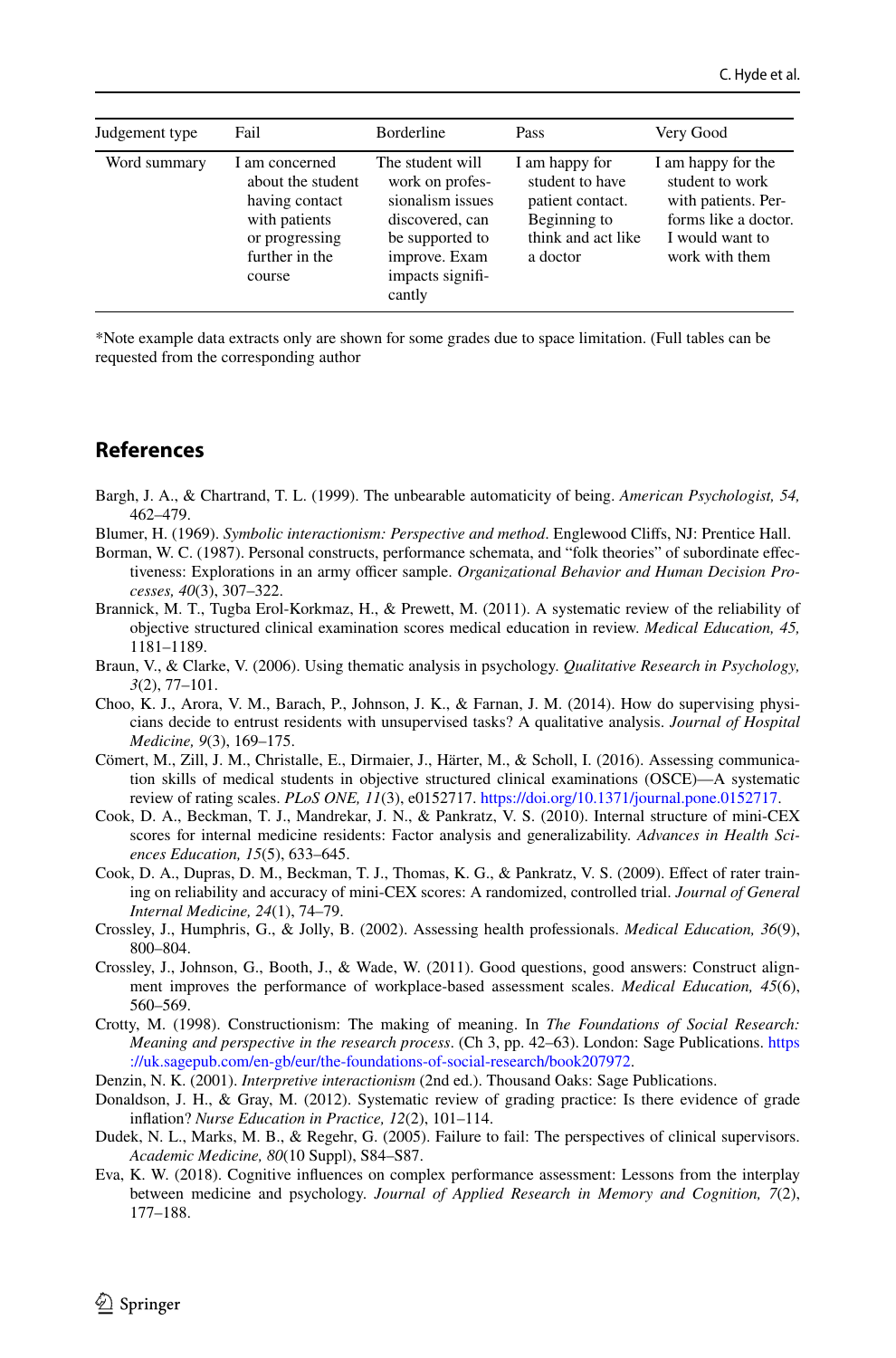| Judgement type | Fail | Borderline | Pass | Very Good |
|---|---|---|---|---|
| Word summary | I am concerned about the student having contact with patients or progressing further in the course | The student will work on professionalism issues discovered, can be supported to improve. Exam impacts significantly | I am happy for student to have patient contact. Beginning to think and act like a doctor | I am happy for the student to work with patients. Performs like a doctor. I would want to work with them |

*Note example data extracts only are shown for some grades due to space limitation. (Full tables can be requested from the corresponding author

## References

Bargh, J. A., & Chartrand, T. L. (1999). The unbearable automaticity of being. *American Psychologist, 54,* 462–479.

Blumer, H. (1969). *Symbolic interactionism: Perspective and method*. Englewood Cliffs, NJ: Prentice Hall.

Borman, W. C. (1987). Personal constructs, performance schemata, and "folk theories" of subordinate effectiveness: Explorations in an army officer sample. *Organizational Behavior and Human Decision Processes, 40*(3), 307–322.

Brannick, M. T., Tugba Erol-Korkmaz, H., & Prewett, M. (2011). A systematic review of the reliability of objective structured clinical examination scores medical education in review. *Medical Education, 45,* 1181–1189.

Braun, V., & Clarke, V. (2006). Using thematic analysis in psychology. *Qualitative Research in Psychology, 3*(2), 77–101.

Choo, K. J., Arora, V. M., Barach, P., Johnson, J. K., & Farnan, J. M. (2014). How do supervising physicians decide to entrust residents with unsupervised tasks? A qualitative analysis. *Journal of Hospital Medicine, 9*(3), 169–175.

Cömert, M., Zill, J. M., Christalle, E., Dirmaier, J., Härter, M., & Scholl, I. (2016). Assessing communication skills of medical students in objective structured clinical examinations (OSCE)—A systematic review of rating scales. *PLoS ONE, 11*(3), e0152717. https://doi.org/10.1371/journal.pone.0152717.

Cook, D. A., Beckman, T. J., Mandrekar, J. N., & Pankratz, V. S. (2010). Internal structure of mini-CEX scores for internal medicine residents: Factor analysis and generalizability. *Advances in Health Sciences Education, 15*(5), 633–645.

Cook, D. A., Dupras, D. M., Beckman, T. J., Thomas, K. G., & Pankratz, V. S. (2009). Effect of rater training on reliability and accuracy of mini-CEX scores: A randomized, controlled trial. *Journal of General Internal Medicine, 24*(1), 74–79.

Crossley, J., Humphris, G., & Jolly, B. (2002). Assessing health professionals. *Medical Education, 36*(9), 800–804.

Crossley, J., Johnson, G., Booth, J., & Wade, W. (2011). Good questions, good answers: Construct alignment improves the performance of workplace-based assessment scales. *Medical Education, 45*(6), 560–569.

Crotty, M. (1998). Constructionism: The making of meaning. In *The Foundations of Social Research: Meaning and perspective in the research process*. (Ch 3, pp. 42–63). London: Sage Publications. https://uk.sagepub.com/en-gb/eur/the-foundations-of-social-research/book207972.

Denzin, N. K. (2001). *Interpretive interactionism* (2nd ed.). Thousand Oaks: Sage Publications.

Donaldson, J. H., & Gray, M. (2012). Systematic review of grading practice: Is there evidence of grade inflation? *Nurse Education in Practice, 12*(2), 101–114.

Dudek, N. L., Marks, M. B., & Regehr, G. (2005). Failure to fail: The perspectives of clinical supervisors. *Academic Medicine, 80*(10 Suppl), S84–S87.

Eva, K. W. (2018). Cognitive influences on complex performance assessment: Lessons from the interplay between medicine and psychology. *Journal of Applied Research in Memory and Cognition, 7*(2), 177–188.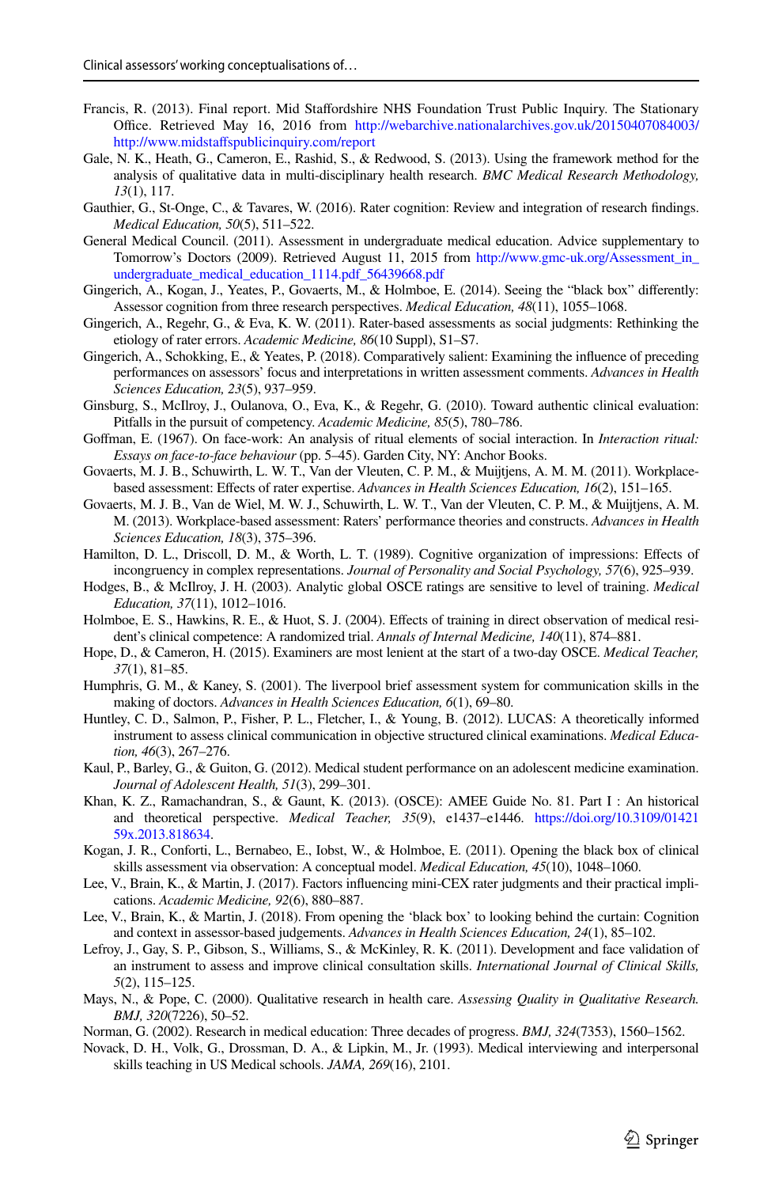Francis, R. (2013). Final report. Mid Staffordshire NHS Foundation Trust Public Inquiry. The Stationary Office. Retrieved May 16, 2016 from http://webarchive.nationalarchives.gov.uk/20150407084003/http://www.midstaffspublicinquiry.com/report

Gale, N. K., Heath, G., Cameron, E., Rashid, S., & Redwood, S. (2013). Using the framework method for the analysis of qualitative data in multi-disciplinary health research. *BMC Medical Research Methodology, 13*(1), 117.

Gauthier, G., St-Onge, C., & Tavares, W. (2016). Rater cognition: Review and integration of research findings. *Medical Education, 50*(5), 511–522.

General Medical Council. (2011). Assessment in undergraduate medical education. Advice supplementary to Tomorrow's Doctors (2009). Retrieved August 11, 2015 from http://www.gmc-uk.org/Assessment_in_undergraduate_medical_education_1114.pdf_56439668.pdf

Gingerich, A., Kogan, J., Yeates, P., Govaerts, M., & Holmboe, E. (2014). Seeing the "black box" differently: Assessor cognition from three research perspectives. *Medical Education, 48*(11), 1055–1068.

Gingerich, A., Regehr, G., & Eva, K. W. (2011). Rater-based assessments as social judgments: Rethinking the etiology of rater errors. *Academic Medicine, 86*(10 Suppl), S1–S7.

Gingerich, A., Schokking, E., & Yeates, P. (2018). Comparatively salient: Examining the influence of preceding performances on assessors' focus and interpretations in written assessment comments. *Advances in Health Sciences Education, 23*(5), 937–959.

Ginsburg, S., McIlroy, J., Oulanova, O., Eva, K., & Regehr, G. (2010). Toward authentic clinical evaluation: Pitfalls in the pursuit of competency. *Academic Medicine, 85*(5), 780–786.

Goffman, E. (1967). On face-work: An analysis of ritual elements of social interaction. In *Interaction ritual: Essays on face-to-face behaviour* (pp. 5–45). Garden City, NY: Anchor Books.

Govaerts, M. J. B., Schuwirth, L. W. T., Van der Vleuten, C. P. M., & Muijtjens, A. M. M. (2011). Workplace-based assessment: Effects of rater expertise. *Advances in Health Sciences Education, 16*(2), 151–165.

Govaerts, M. J. B., Van de Wiel, M. W. J., Schuwirth, L. W. T., Van der Vleuten, C. P. M., & Muijtjens, A. M. M. (2013). Workplace-based assessment: Raters' performance theories and constructs. *Advances in Health Sciences Education, 18*(3), 375–396.

Hamilton, D. L., Driscoll, D. M., & Worth, L. T. (1989). Cognitive organization of impressions: Effects of incongruency in complex representations. *Journal of Personality and Social Psychology, 57*(6), 925–939.

Hodges, B., & McIlroy, J. H. (2003). Analytic global OSCE ratings are sensitive to level of training. *Medical Education, 37*(11), 1012–1016.

Holmboe, E. S., Hawkins, R. E., & Huot, S. J. (2004). Effects of training in direct observation of medical resident's clinical competence: A randomized trial. *Annals of Internal Medicine, 140*(11), 874–881.

Hope, D., & Cameron, H. (2015). Examiners are most lenient at the start of a two-day OSCE. *Medical Teacher, 37*(1), 81–85.

Humphris, G. M., & Kaney, S. (2001). The liverpool brief assessment system for communication skills in the making of doctors. *Advances in Health Sciences Education, 6*(1), 69–80.

Huntley, C. D., Salmon, P., Fisher, P. L., Fletcher, I., & Young, B. (2012). LUCAS: A theoretically informed instrument to assess clinical communication in objective structured clinical examinations. *Medical Education, 46*(3), 267–276.

Kaul, P., Barley, G., & Guiton, G. (2012). Medical student performance on an adolescent medicine examination. *Journal of Adolescent Health, 51*(3), 299–301.

Khan, K. Z., Ramachandran, S., & Gaunt, K. (2013). (OSCE): AMEE Guide No. 81. Part I : An historical and theoretical perspective. *Medical Teacher, 35*(9), e1437–e1446. https://doi.org/10.3109/0142159x.2013.818634.

Kogan, J. R., Conforti, L., Bernabeo, E., Iobst, W., & Holmboe, E. (2011). Opening the black box of clinical skills assessment via observation: A conceptual model. *Medical Education, 45*(10), 1048–1060.

Lee, V., Brain, K., & Martin, J. (2017). Factors influencing mini-CEX rater judgments and their practical implications. *Academic Medicine, 92*(6), 880–887.

Lee, V., Brain, K., & Martin, J. (2018). From opening the 'black box' to looking behind the curtain: Cognition and context in assessor-based judgements. *Advances in Health Sciences Education, 24*(1), 85–102.

Lefroy, J., Gay, S. P., Gibson, S., Williams, S., & McKinley, R. K. (2011). Development and face validation of an instrument to assess and improve clinical consultation skills. *International Journal of Clinical Skills, 5*(2), 115–125.

Mays, N., & Pope, C. (2000). Qualitative research in health care. *Assessing Quality in Qualitative Research. BMJ, 320*(7226), 50–52.

Norman, G. (2002). Research in medical education: Three decades of progress. *BMJ, 324*(7353), 1560–1562.

Novack, D. H., Volk, G., Drossman, D. A., & Lipkin, M., Jr. (1993). Medical interviewing and interpersonal skills teaching in US Medical schools. *JAMA, 269*(16), 2101.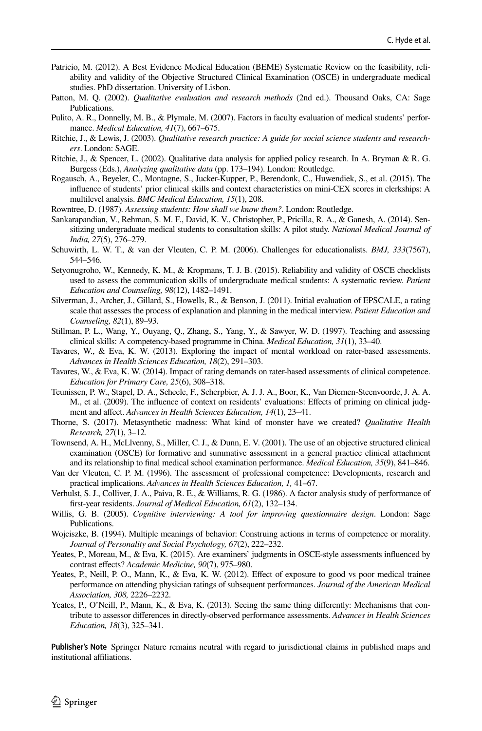Patricio, M. (2012). A Best Evidence Medical Education (BEME) Systematic Review on the feasibility, reliability and validity of the Objective Structured Clinical Examination (OSCE) in undergraduate medical studies. PhD dissertation. University of Lisbon.

Patton, M. Q. (2002). *Qualitative evaluation and research methods* (2nd ed.). Thousand Oaks, CA: Sage Publications.

Pulito, A. R., Donnelly, M. B., & Plymale, M. (2007). Factors in faculty evaluation of medical students' performance. *Medical Education, 41*(7), 667–675.

Ritchie, J., & Lewis, J. (2003). *Qualitative research practice: A guide for social science students and researchers*. London: SAGE.

Ritchie, J., & Spencer, L. (2002). Qualitative data analysis for applied policy research. In A. Bryman & R. G. Burgess (Eds.), *Analyzing qualitative data* (pp. 173–194). London: Routledge.

Rogausch, A., Beyeler, C., Montagne, S., Jucker-Kupper, P., Berendonk, C., Huwendiek, S., et al. (2015). The influence of students' prior clinical skills and context characteristics on mini-CEX scores in clerkships: A multilevel analysis. *BMC Medical Education, 15*(1), 208.

Rowntree, D. (1987). *Assessing students: How shall we know them?*. London: Routledge.

Sankarapandian, V., Rehman, S. M. F., David, K. V., Christopher, P., Pricilla, R. A., & Ganesh, A. (2014). Sensitizing undergraduate medical students to consultation skills: A pilot study. *National Medical Journal of India, 27*(5), 276–279.

Schuwirth, L. W. T., & van der Vleuten, C. P. M. (2006). Challenges for educationalists. *BMJ, 333*(7567), 544–546.

Setyonugroho, W., Kennedy, K. M., & Kropmans, T. J. B. (2015). Reliability and validity of OSCE checklists used to assess the communication skills of undergraduate medical students: A systematic review. *Patient Education and Counseling, 98*(12), 1482–1491.

Silverman, J., Archer, J., Gillard, S., Howells, R., & Benson, J. (2011). Initial evaluation of EPSCALE, a rating scale that assesses the process of explanation and planning in the medical interview. *Patient Education and Counseling, 82*(1), 89–93.

Stillman, P. L., Wang, Y., Ouyang, Q., Zhang, S., Yang, Y., & Sawyer, W. D. (1997). Teaching and assessing clinical skills: A competency-based programme in China. *Medical Education, 31*(1), 33–40.

Tavares, W., & Eva, K. W. (2013). Exploring the impact of mental workload on rater-based assessments. *Advances in Health Sciences Education, 18*(2), 291–303.

Tavares, W., & Eva, K. W. (2014). Impact of rating demands on rater-based assessments of clinical competence. *Education for Primary Care, 25*(6), 308–318.

Teunissen, P. W., Stapel, D. A., Scheele, F., Scherpbier, A. J. J. A., Boor, K., Van Diemen-Steenvoorde, J. A. A. M., et al. (2009). The influence of context on residents' evaluations: Effects of priming on clinical judgment and affect. *Advances in Health Sciences Education, 14*(1), 23–41.

Thorne, S. (2017). Metasynthetic madness: What kind of monster have we created? *Qualitative Health Research, 27*(1), 3–12.

Townsend, A. H., McLlvenny, S., Miller, C. J., & Dunn, E. V. (2001). The use of an objective structured clinical examination (OSCE) for formative and summative assessment in a general practice clinical attachment and its relationship to final medical school examination performance. *Medical Education, 35*(9), 841–846.

Van der Vleuten, C. P. M. (1996). The assessment of professional competence: Developments, research and practical implications. *Advances in Health Sciences Education, 1,* 41–67.

Verhulst, S. J., Colliver, J. A., Paiva, R. E., & Williams, R. G. (1986). A factor analysis study of performance of first-year residents. *Journal of Medical Education, 61*(2), 132–134.

Willis, G. B. (2005). *Cognitive interviewing: A tool for improving questionnaire design*. London: Sage Publications.

Wojciszke, B. (1994). Multiple meanings of behavior: Construing actions in terms of competence or morality. *Journal of Personality and Social Psychology, 67*(2), 222–232.

Yeates, P., Moreau, M., & Eva, K. (2015). Are examiners' judgments in OSCE-style assessments influenced by contrast effects? *Academic Medicine, 90*(7), 975–980.

Yeates, P., Neill, P. O., Mann, K., & Eva, K. W. (2012). Effect of exposure to good vs poor medical trainee performance on attending physician ratings of subsequent performances. *Journal of the American Medical Association, 308,* 2226–2232.

Yeates, P., O'Neill, P., Mann, K., & Eva, K. (2013). Seeing the same thing differently: Mechanisms that contribute to assessor differences in directly-observed performance assessments. *Advances in Health Sciences Education, 18*(3), 325–341.

**Publisher's Note** Springer Nature remains neutral with regard to jurisdictional claims in published maps and institutional affiliations.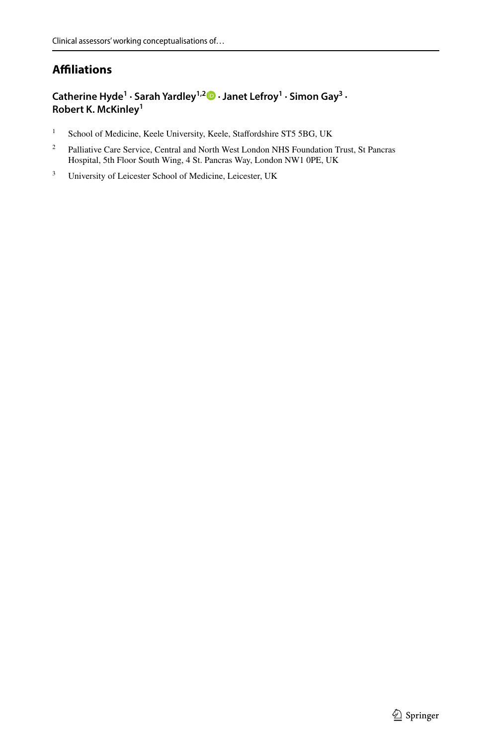## Affiliations

**Catherine Hyde[1] · Sarah Yardley[1,2] · Janet Lefroy[1] · Simon Gay[3] · Robert K. McKinley[1]**

[1] School of Medicine, Keele University, Keele, Staffordshire ST5 5BG, UK

[2] Palliative Care Service, Central and North West London NHS Foundation Trust, St Pancras Hospital, 5th Floor South Wing, 4 St. Pancras Way, London NW1 0PE, UK

[3] University of Leicester School of Medicine, Leicester, UK